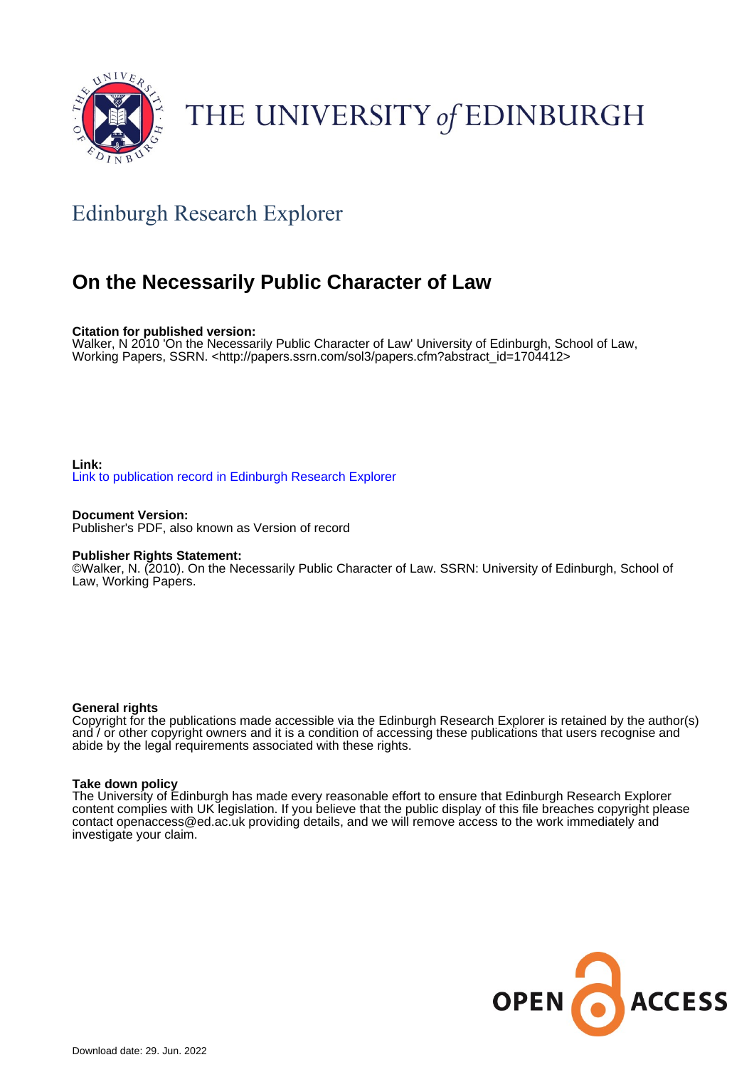THE UNIVERSITY of EDINBURGH

Edinburgh Research Explorer

# On the Necessarily Public Character of Law

**Citation for published version:**
Walker, N 2010 'On the Necessarily Public Character of Law' University of Edinburgh, School of Law, Working Papers, SSRN. <http://papers.ssrn.com/sol3/papers.cfm?abstract_id=1704412>

**Link:**
Link to publication record in Edinburgh Research Explorer

**Document Version:**
Publisher's PDF, also known as Version of record

**Publisher Rights Statement:**
©Walker, N. (2010). On the Necessarily Public Character of Law. SSRN: University of Edinburgh, School of Law, Working Papers.

**General rights**
Copyright for the publications made accessible via the Edinburgh Research Explorer is retained by the author(s) and / or other copyright owners and it is a condition of accessing these publications that users recognise and abide by the legal requirements associated with these rights.

**Take down policy**
The University of Edinburgh has made every reasonable effort to ensure that Edinburgh Research Explorer content complies with UK legislation. If you believe that the public display of this file breaches copyright please contact openaccess@ed.ac.uk providing details, and we will remove access to the work immediately and investigate your claim.

OPEN ACCESS

Download date: 29. Jun. 2022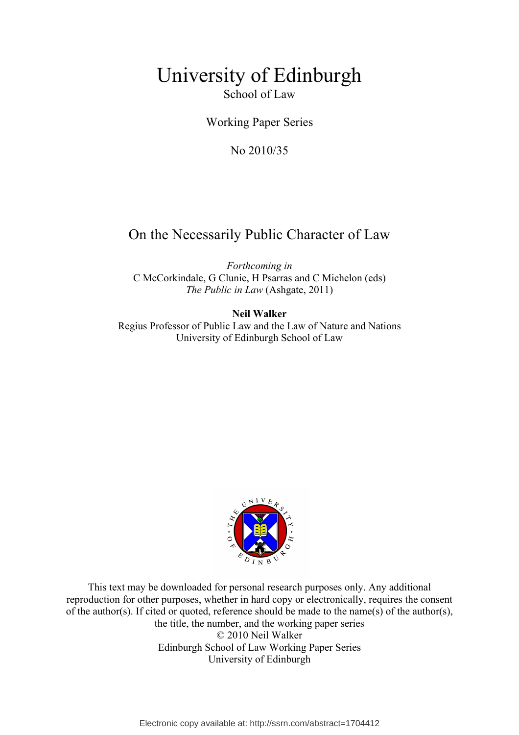# University of Edinburgh

School of Law

Working Paper Series

No 2010/35

## On the Necessarily Public Character of Law

*Forthcoming in*
C McCorkindale, G Clunie, H Psarras and C Michelon (eds)
*The Public in Law* (Ashgate, 2011)

**Neil Walker**
Regius Professor of Public Law and the Law of Nature and Nations
University of Edinburgh School of Law

This text may be downloaded for personal research purposes only. Any additional reproduction for other purposes, whether in hard copy or electronically, requires the consent of the author(s). If cited or quoted, reference should be made to the name(s) of the author(s), the title, the number, and the working paper series
© 2010 Neil Walker
Edinburgh School of Law Working Paper Series
University of Edinburgh

Electronic copy available at: http://ssrn.com/abstract=1704412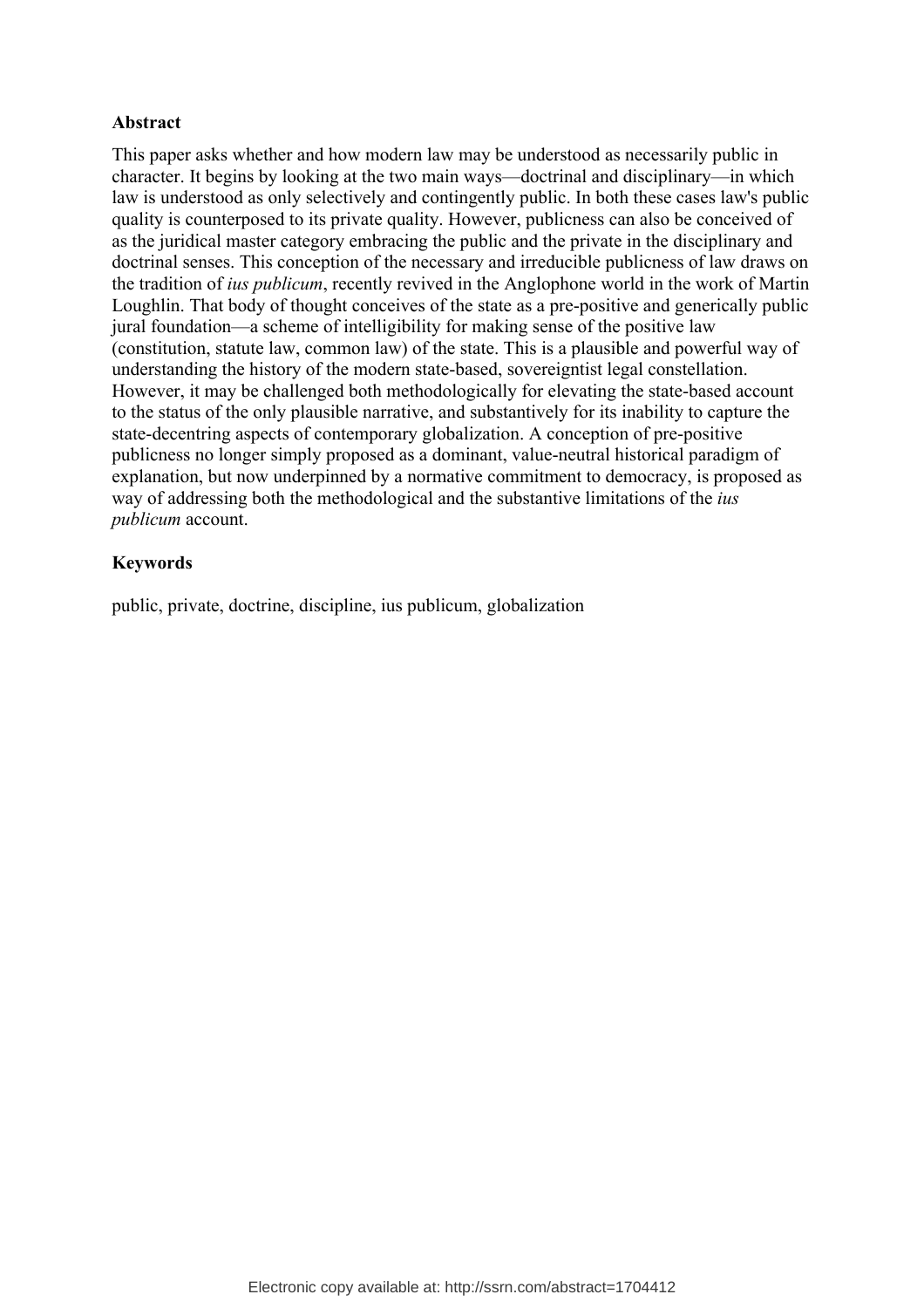**Abstract**

This paper asks whether and how modern law may be understood as necessarily public in character. It begins by looking at the two main ways—doctrinal and disciplinary—in which law is understood as only selectively and contingently public. In both these cases law's public quality is counterposed to its private quality. However, publicness can also be conceived of as the juridical master category embracing the public and the private in the disciplinary and doctrinal senses. This conception of the necessary and irreducible publicness of law draws on the tradition of *ius publicum*, recently revived in the Anglophone world in the work of Martin Loughlin. That body of thought conceives of the state as a pre-positive and generically public jural foundation—a scheme of intelligibility for making sense of the positive law (constitution, statute law, common law) of the state. This is a plausible and powerful way of understanding the history of the modern state-based, sovereigntist legal constellation. However, it may be challenged both methodologically for elevating the state-based account to the status of the only plausible narrative, and substantively for its inability to capture the state-decentring aspects of contemporary globalization. A conception of pre-positive publicness no longer simply proposed as a dominant, value-neutral historical paradigm of explanation, but now underpinned by a normative commitment to democracy, is proposed as way of addressing both the methodological and the substantive limitations of the *ius publicum* account.

**Keywords**

public, private, doctrine, discipline, ius publicum, globalization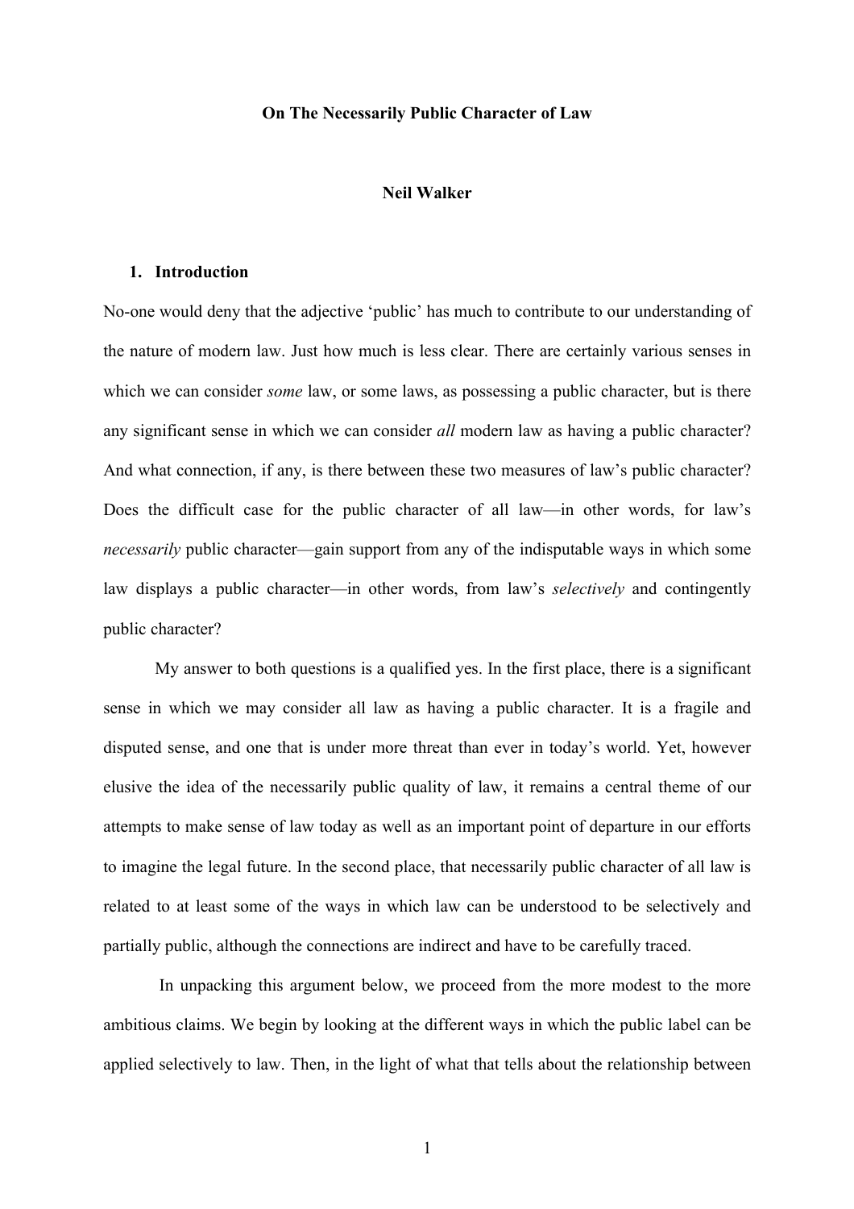**On The Necessarily Public Character of Law**

**Neil Walker**

## 1. Introduction

No-one would deny that the adjective 'public' has much to contribute to our understanding of the nature of modern law. Just how much is less clear. There are certainly various senses in which we can consider *some* law, or some laws, as possessing a public character, but is there any significant sense in which we can consider *all* modern law as having a public character? And what connection, if any, is there between these two measures of law's public character? Does the difficult case for the public character of all law—in other words, for law's *necessarily* public character—gain support from any of the indisputable ways in which some law displays a public character—in other words, from law's *selectively* and contingently public character?

My answer to both questions is a qualified yes. In the first place, there is a significant sense in which we may consider all law as having a public character. It is a fragile and disputed sense, and one that is under more threat than ever in today's world. Yet, however elusive the idea of the necessarily public quality of law, it remains a central theme of our attempts to make sense of law today as well as an important point of departure in our efforts to imagine the legal future. In the second place, that necessarily public character of all law is related to at least some of the ways in which law can be understood to be selectively and partially public, although the connections are indirect and have to be carefully traced.

In unpacking this argument below, we proceed from the more modest to the more ambitious claims. We begin by looking at the different ways in which the public label can be applied selectively to law. Then, in the light of what that tells about the relationship between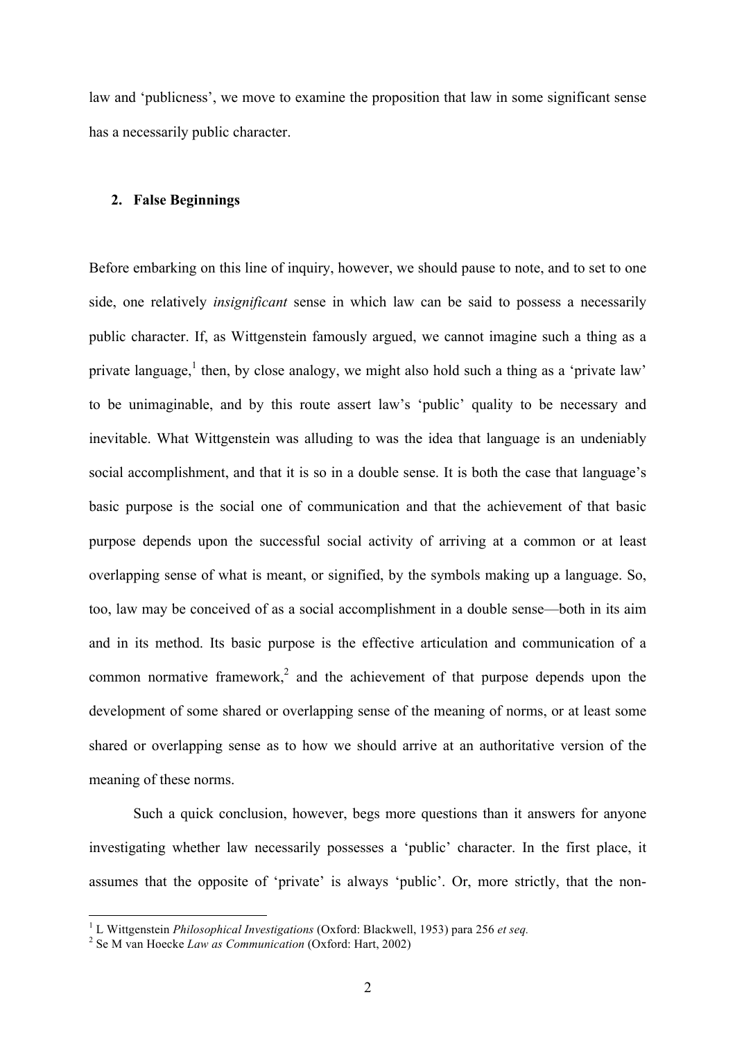law and 'publicness', we move to examine the proposition that law in some significant sense has a necessarily public character.

## 2. False Beginnings

Before embarking on this line of inquiry, however, we should pause to note, and to set to one side, one relatively *insignificant* sense in which law can be said to possess a necessarily public character. If, as Wittgenstein famously argued, we cannot imagine such a thing as a private language,[1] then, by close analogy, we might also hold such a thing as a 'private law' to be unimaginable, and by this route assert law's 'public' quality to be necessary and inevitable. What Wittgenstein was alluding to was the idea that language is an undeniably social accomplishment, and that it is so in a double sense. It is both the case that language's basic purpose is the social one of communication and that the achievement of that basic purpose depends upon the successful social activity of arriving at a common or at least overlapping sense of what is meant, or signified, by the symbols making up a language. So, too, law may be conceived of as a social accomplishment in a double sense—both in its aim and in its method. Its basic purpose is the effective articulation and communication of a common normative framework,[2] and the achievement of that purpose depends upon the development of some shared or overlapping sense of the meaning of norms, or at least some shared or overlapping sense as to how we should arrive at an authoritative version of the meaning of these norms.

Such a quick conclusion, however, begs more questions than it answers for anyone investigating whether law necessarily possesses a 'public' character. In the first place, it assumes that the opposite of 'private' is always 'public'. Or, more strictly, that the non-

[1] L Wittgenstein *Philosophical Investigations* (Oxford: Blackwell, 1953) para 256 *et seq.*

[2] Se M van Hoecke *Law as Communication* (Oxford: Hart, 2002)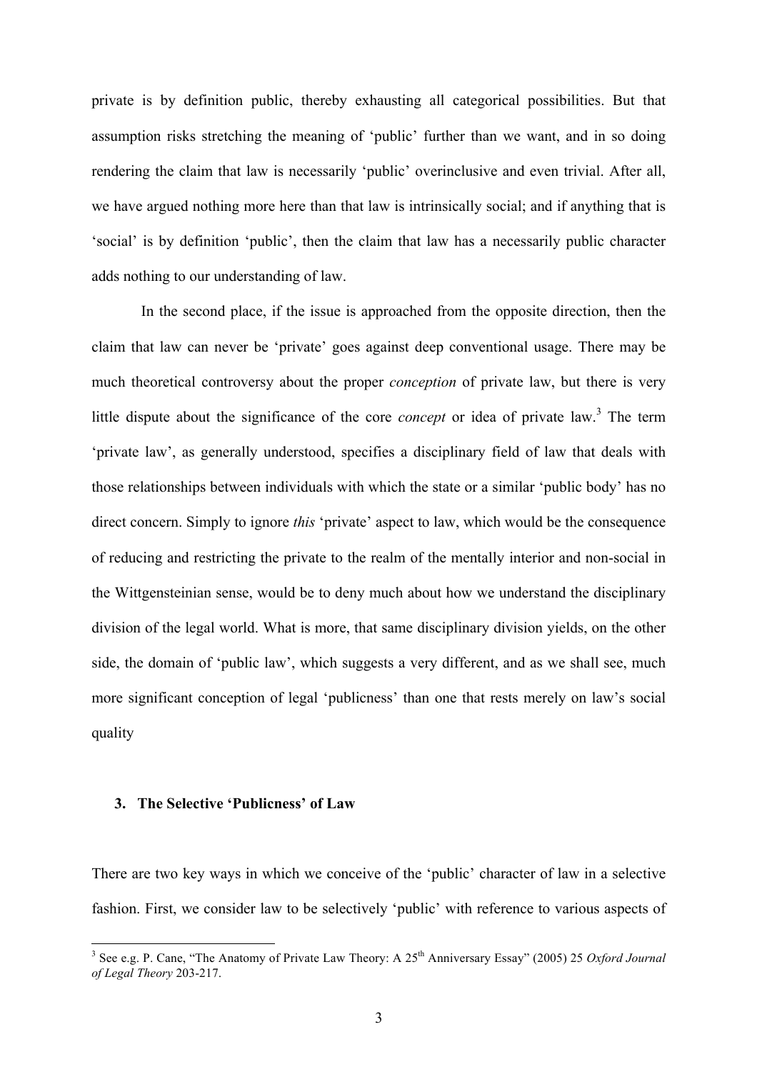private is by definition public, thereby exhausting all categorical possibilities. But that assumption risks stretching the meaning of 'public' further than we want, and in so doing rendering the claim that law is necessarily 'public' overinclusive and even trivial. After all, we have argued nothing more here than that law is intrinsically social; and if anything that is 'social' is by definition 'public', then the claim that law has a necessarily public character adds nothing to our understanding of law.

In the second place, if the issue is approached from the opposite direction, then the claim that law can never be 'private' goes against deep conventional usage. There may be much theoretical controversy about the proper *conception* of private law, but there is very little dispute about the significance of the core *concept* or idea of private law.[3] The term 'private law', as generally understood, specifies a disciplinary field of law that deals with those relationships between individuals with which the state or a similar 'public body' has no direct concern. Simply to ignore *this* 'private' aspect to law, which would be the consequence of reducing and restricting the private to the realm of the mentally interior and non-social in the Wittgensteinian sense, would be to deny much about how we understand the disciplinary division of the legal world. What is more, that same disciplinary division yields, on the other side, the domain of 'public law', which suggests a very different, and as we shall see, much more significant conception of legal 'publicness' than one that rests merely on law's social quality

## 3. The Selective 'Publicness' of Law

There are two key ways in which we conceive of the 'public' character of law in a selective fashion. First, we consider law to be selectively 'public' with reference to various aspects of

---

[3] See e.g. P. Cane, "The Anatomy of Private Law Theory: A 25th Anniversary Essay" (2005) 25 *Oxford Journal of Legal Theory* 203-217.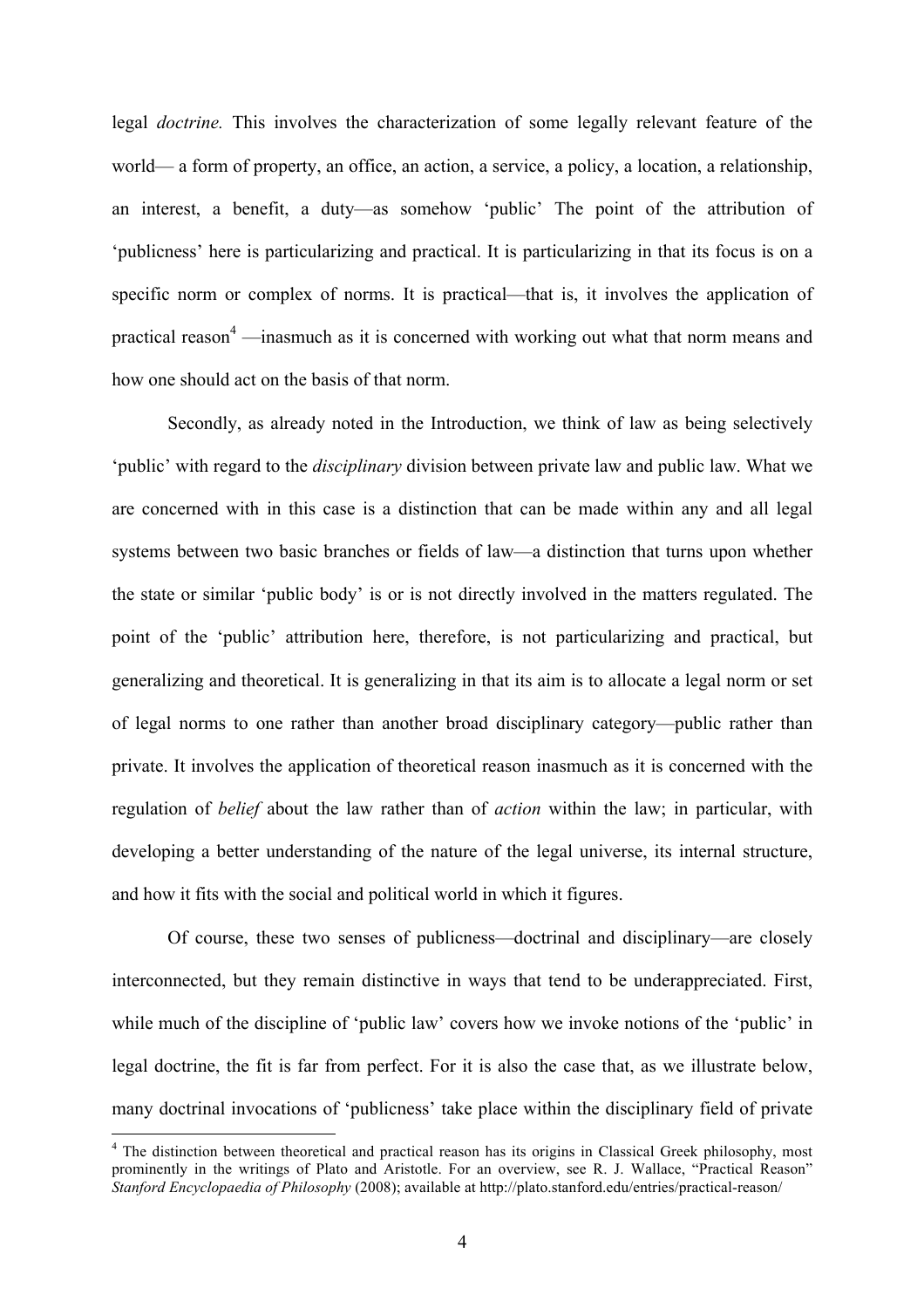legal *doctrine.* This involves the characterization of some legally relevant feature of the world— a form of property, an office, an action, a service, a policy, a location, a relationship, an interest, a benefit, a duty—as somehow 'public' The point of the attribution of 'publicness' here is particularizing and practical. It is particularizing in that its focus is on a specific norm or complex of norms. It is practical—that is, it involves the application of practical reason[4] —inasmuch as it is concerned with working out what that norm means and how one should act on the basis of that norm.

Secondly, as already noted in the Introduction, we think of law as being selectively 'public' with regard to the *disciplinary* division between private law and public law. What we are concerned with in this case is a distinction that can be made within any and all legal systems between two basic branches or fields of law—a distinction that turns upon whether the state or similar 'public body' is or is not directly involved in the matters regulated. The point of the 'public' attribution here, therefore, is not particularizing and practical, but generalizing and theoretical. It is generalizing in that its aim is to allocate a legal norm or set of legal norms to one rather than another broad disciplinary category—public rather than private. It involves the application of theoretical reason inasmuch as it is concerned with the regulation of *belief* about the law rather than of *action* within the law; in particular, with developing a better understanding of the nature of the legal universe, its internal structure, and how it fits with the social and political world in which it figures.

Of course, these two senses of publicness—doctrinal and disciplinary—are closely interconnected, but they remain distinctive in ways that tend to be underappreciated. First, while much of the discipline of 'public law' covers how we invoke notions of the 'public' in legal doctrine, the fit is far from perfect. For it is also the case that, as we illustrate below, many doctrinal invocations of 'publicness' take place within the disciplinary field of private

---

[4] The distinction between theoretical and practical reason has its origins in Classical Greek philosophy, most prominently in the writings of Plato and Aristotle. For an overview, see R. J. Wallace, "Practical Reason" *Stanford Encyclopaedia of Philosophy* (2008); available at http://plato.stanford.edu/entries/practical-reason/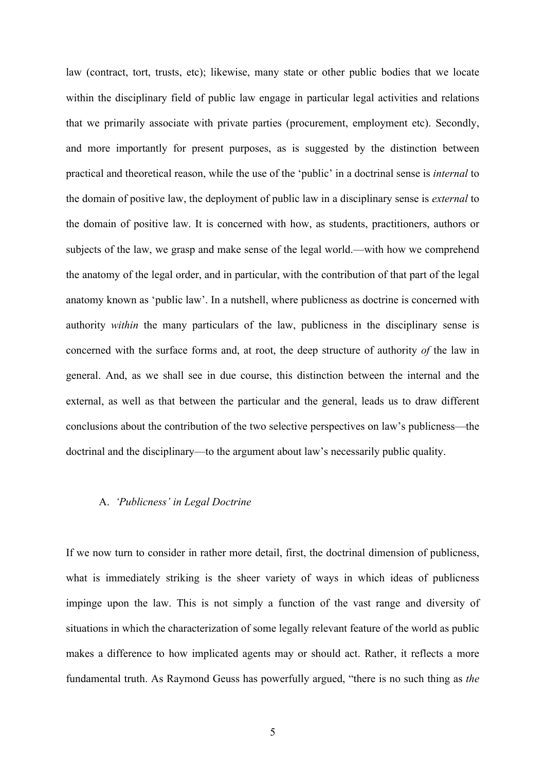law (contract, tort, trusts, etc); likewise, many state or other public bodies that we locate within the disciplinary field of public law engage in particular legal activities and relations that we primarily associate with private parties (procurement, employment etc). Secondly, and more importantly for present purposes, as is suggested by the distinction between practical and theoretical reason, while the use of the 'public' in a doctrinal sense is *internal* to the domain of positive law, the deployment of public law in a disciplinary sense is *external* to the domain of positive law. It is concerned with how, as students, practitioners, authors or subjects of the law, we grasp and make sense of the legal world.—with how we comprehend the anatomy of the legal order, and in particular, with the contribution of that part of the legal anatomy known as 'public law'. In a nutshell, where publicness as doctrine is concerned with authority *within* the many particulars of the law, publicness in the disciplinary sense is concerned with the surface forms and, at root, the deep structure of authority *of* the law in general. And, as we shall see in due course, this distinction between the internal and the external, as well as that between the particular and the general, leads us to draw different conclusions about the contribution of the two selective perspectives on law's publicness—the doctrinal and the disciplinary—to the argument about law's necessarily public quality.

### A. *'Publicness' in Legal Doctrine*

If we now turn to consider in rather more detail, first, the doctrinal dimension of publicness, what is immediately striking is the sheer variety of ways in which ideas of publicness impinge upon the law. This is not simply a function of the vast range and diversity of situations in which the characterization of some legally relevant feature of the world as public makes a difference to how implicated agents may or should act. Rather, it reflects a more fundamental truth. As Raymond Geuss has powerfully argued, "there is no such thing as *the*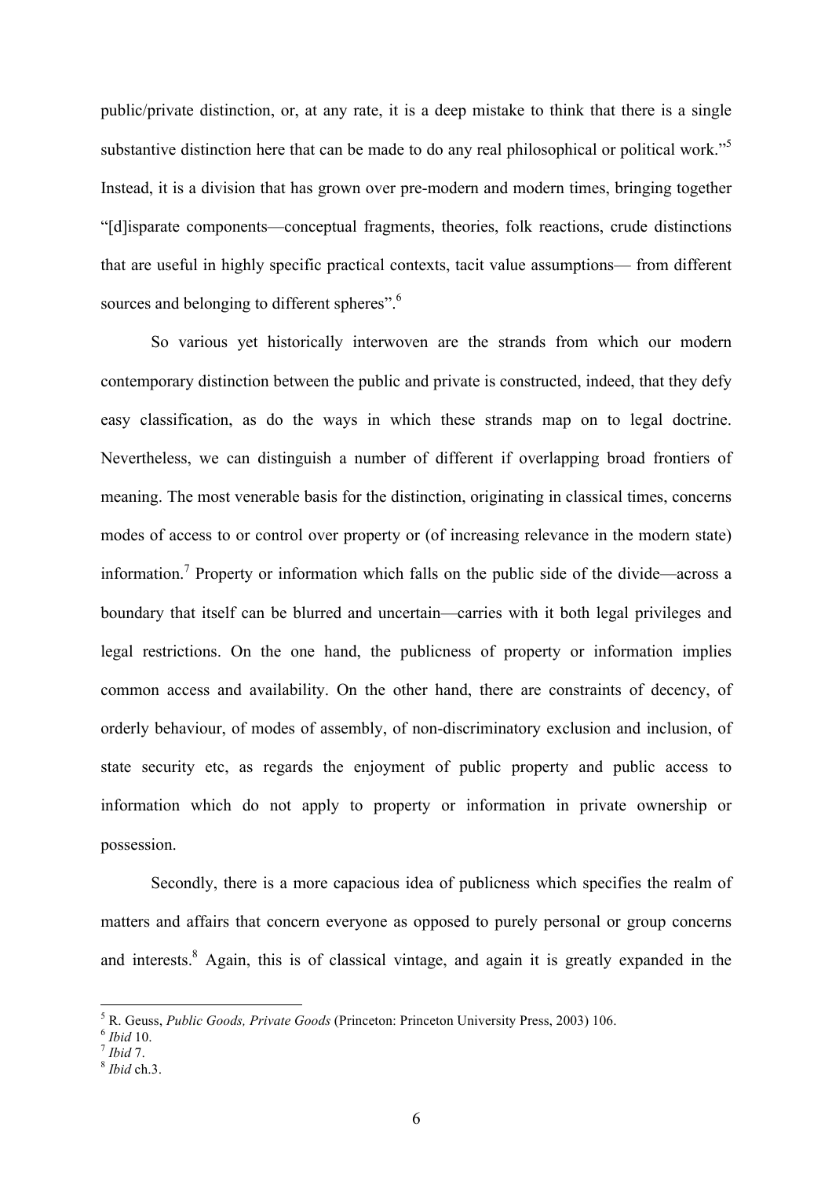public/private distinction, or, at any rate, it is a deep mistake to think that there is a single substantive distinction here that can be made to do any real philosophical or political work."[5] Instead, it is a division that has grown over pre-modern and modern times, bringing together "[d]isparate components—conceptual fragments, theories, folk reactions, crude distinctions that are useful in highly specific practical contexts, tacit value assumptions— from different sources and belonging to different spheres".[6]

So various yet historically interwoven are the strands from which our modern contemporary distinction between the public and private is constructed, indeed, that they defy easy classification, as do the ways in which these strands map on to legal doctrine. Nevertheless, we can distinguish a number of different if overlapping broad frontiers of meaning. The most venerable basis for the distinction, originating in classical times, concerns modes of access to or control over property or (of increasing relevance in the modern state) information.[7] Property or information which falls on the public side of the divide—across a boundary that itself can be blurred and uncertain—carries with it both legal privileges and legal restrictions. On the one hand, the publicness of property or information implies common access and availability. On the other hand, there are constraints of decency, of orderly behaviour, of modes of assembly, of non-discriminatory exclusion and inclusion, of state security etc, as regards the enjoyment of public property and public access to information which do not apply to property or information in private ownership or possession.

Secondly, there is a more capacious idea of publicness which specifies the realm of matters and affairs that concern everyone as opposed to purely personal or group concerns and interests.[8] Again, this is of classical vintage, and again it is greatly expanded in the

---

[5] R. Geuss, *Public Goods, Private Goods* (Princeton: Princeton University Press, 2003) 106.

[6] *Ibid* 10.

[7] *Ibid* 7.

[8] *Ibid* ch.3.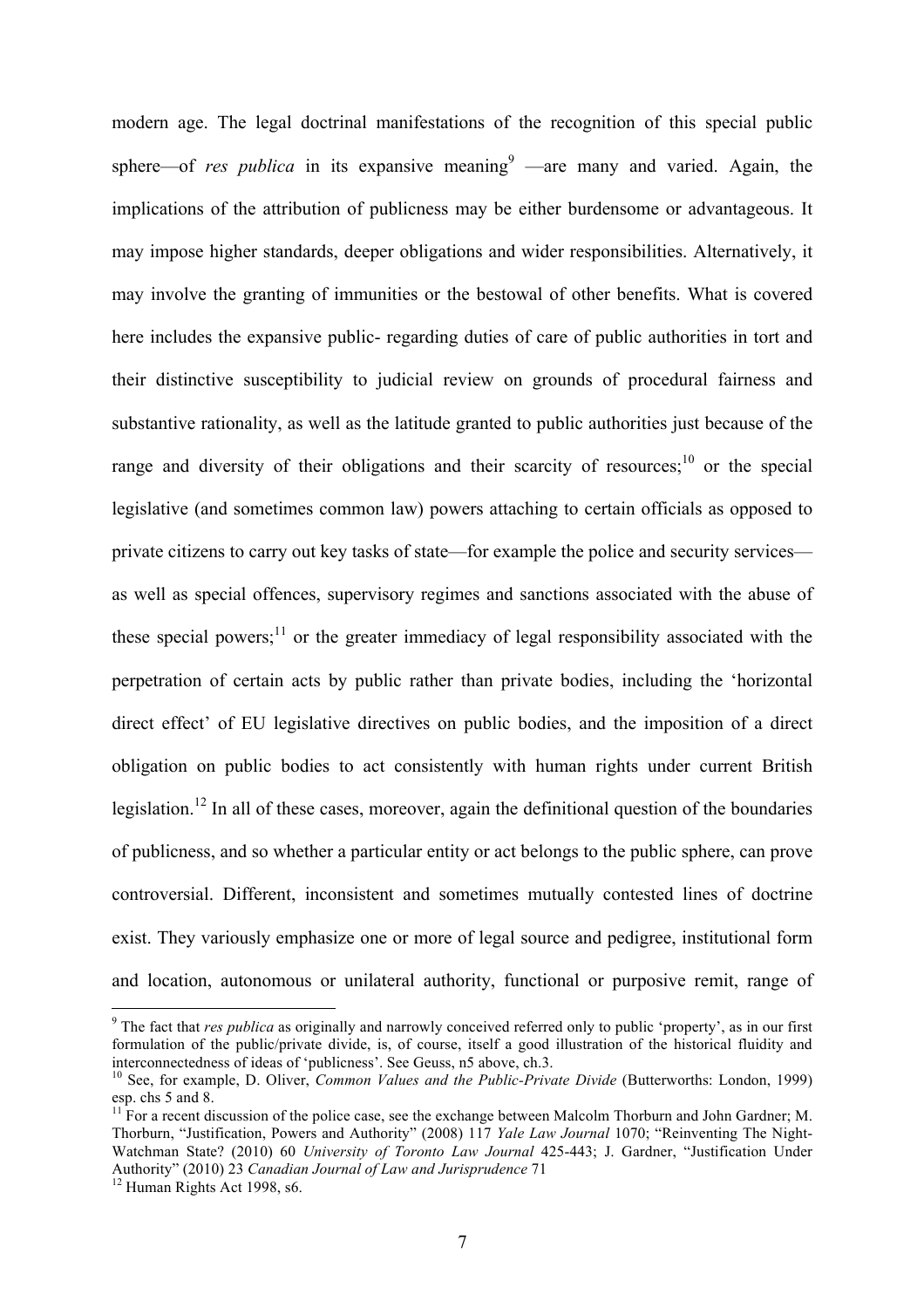modern age. The legal doctrinal manifestations of the recognition of this special public sphere—of *res publica* in its expansive meaning[9] —are many and varied. Again, the implications of the attribution of publicness may be either burdensome or advantageous. It may impose higher standards, deeper obligations and wider responsibilities. Alternatively, it may involve the granting of immunities or the bestowal of other benefits. What is covered here includes the expansive public- regarding duties of care of public authorities in tort and their distinctive susceptibility to judicial review on grounds of procedural fairness and substantive rationality, as well as the latitude granted to public authorities just because of the range and diversity of their obligations and their scarcity of resources;[10] or the special legislative (and sometimes common law) powers attaching to certain officials as opposed to private citizens to carry out key tasks of state—for example the police and security services—as well as special offences, supervisory regimes and sanctions associated with the abuse of these special powers;[11] or the greater immediacy of legal responsibility associated with the perpetration of certain acts by public rather than private bodies, including the 'horizontal direct effect' of EU legislative directives on public bodies, and the imposition of a direct obligation on public bodies to act consistently with human rights under current British legislation.[12] In all of these cases, moreover, again the definitional question of the boundaries of publicness, and so whether a particular entity or act belongs to the public sphere, can prove controversial. Different, inconsistent and sometimes mutually contested lines of doctrine exist. They variously emphasize one or more of legal source and pedigree, institutional form and location, autonomous or unilateral authority, functional or purposive remit, range of

---

[9] The fact that *res publica* as originally and narrowly conceived referred only to public 'property', as in our first formulation of the public/private divide, is, of course, itself a good illustration of the historical fluidity and interconnectedness of ideas of 'publicness'. See Geuss, n5 above, ch.3.

[10] See, for example, D. Oliver, *Common Values and the Public-Private Divide* (Butterworths: London, 1999) esp. chs 5 and 8.

[11] For a recent discussion of the police case, see the exchange between Malcolm Thorburn and John Gardner; M. Thorburn, "Justification, Powers and Authority" (2008) 117 *Yale Law Journal* 1070; "Reinventing The Night-Watchman State? (2010) 60 *University of Toronto Law Journal* 425-443; J. Gardner, "Justification Under Authority" (2010) 23 *Canadian Journal of Law and Jurisprudence* 71

[12] Human Rights Act 1998, s6.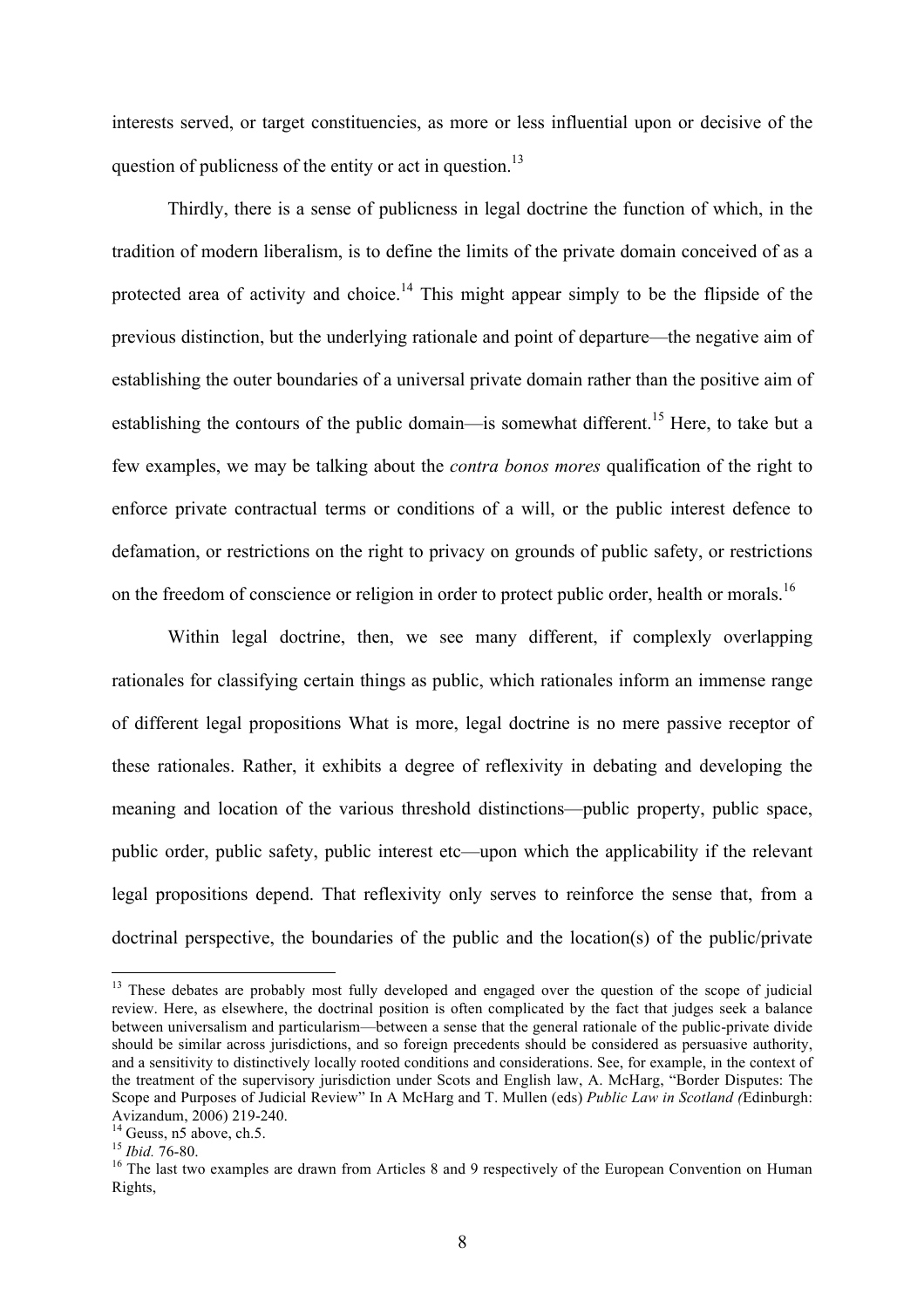interests served, or target constituencies, as more or less influential upon or decisive of the question of publicness of the entity or act in question.[13]

Thirdly, there is a sense of publicness in legal doctrine the function of which, in the tradition of modern liberalism, is to define the limits of the private domain conceived of as a protected area of activity and choice.[14] This might appear simply to be the flipside of the previous distinction, but the underlying rationale and point of departure—the negative aim of establishing the outer boundaries of a universal private domain rather than the positive aim of establishing the contours of the public domain—is somewhat different.[15] Here, to take but a few examples, we may be talking about the *contra bonos mores* qualification of the right to enforce private contractual terms or conditions of a will, or the public interest defence to defamation, or restrictions on the right to privacy on grounds of public safety, or restrictions on the freedom of conscience or religion in order to protect public order, health or morals.[16]

Within legal doctrine, then, we see many different, if complexly overlapping rationales for classifying certain things as public, which rationales inform an immense range of different legal propositions What is more, legal doctrine is no mere passive receptor of these rationales. Rather, it exhibits a degree of reflexivity in debating and developing the meaning and location of the various threshold distinctions—public property, public space, public order, public safety, public interest etc—upon which the applicability if the relevant legal propositions depend. That reflexivity only serves to reinforce the sense that, from a doctrinal perspective, the boundaries of the public and the location(s) of the public/private

---

[13] These debates are probably most fully developed and engaged over the question of the scope of judicial review. Here, as elsewhere, the doctrinal position is often complicated by the fact that judges seek a balance between universalism and particularism—between a sense that the general rationale of the public-private divide should be similar across jurisdictions, and so foreign precedents should be considered as persuasive authority, and a sensitivity to distinctively locally rooted conditions and considerations. See, for example, in the context of the treatment of the supervisory jurisdiction under Scots and English law, A. McHarg, "Border Disputes: The Scope and Purposes of Judicial Review" In A McHarg and T. Mullen (eds) *Public Law in Scotland (*Edinburgh: Avizandum, 2006) 219-240.

[14] Geuss, n5 above, ch.5.

[15] *Ibid.* 76-80.

[16] The last two examples are drawn from Articles 8 and 9 respectively of the European Convention on Human Rights,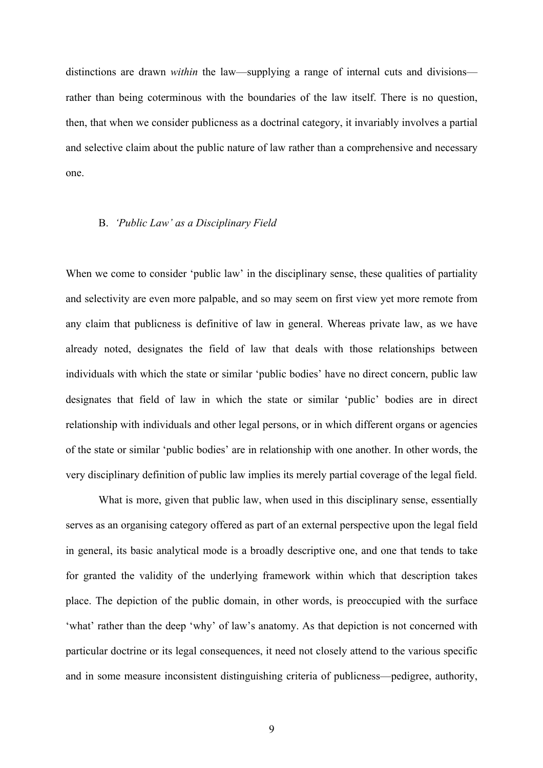distinctions are drawn *within* the law—supplying a range of internal cuts and divisions—rather than being coterminous with the boundaries of the law itself. There is no question, then, that when we consider publicness as a doctrinal category, it invariably involves a partial and selective claim about the public nature of law rather than a comprehensive and necessary one.

### B. *'Public Law' as a Disciplinary Field*

When we come to consider 'public law' in the disciplinary sense, these qualities of partiality and selectivity are even more palpable, and so may seem on first view yet more remote from any claim that publicness is definitive of law in general. Whereas private law, as we have already noted, designates the field of law that deals with those relationships between individuals with which the state or similar 'public bodies' have no direct concern, public law designates that field of law in which the state or similar 'public' bodies are in direct relationship with individuals and other legal persons, or in which different organs or agencies of the state or similar 'public bodies' are in relationship with one another. In other words, the very disciplinary definition of public law implies its merely partial coverage of the legal field.

What is more, given that public law, when used in this disciplinary sense, essentially serves as an organising category offered as part of an external perspective upon the legal field in general, its basic analytical mode is a broadly descriptive one, and one that tends to take for granted the validity of the underlying framework within which that description takes place. The depiction of the public domain, in other words, is preoccupied with the surface 'what' rather than the deep 'why' of law's anatomy. As that depiction is not concerned with particular doctrine or its legal consequences, it need not closely attend to the various specific and in some measure inconsistent distinguishing criteria of publicness—pedigree, authority,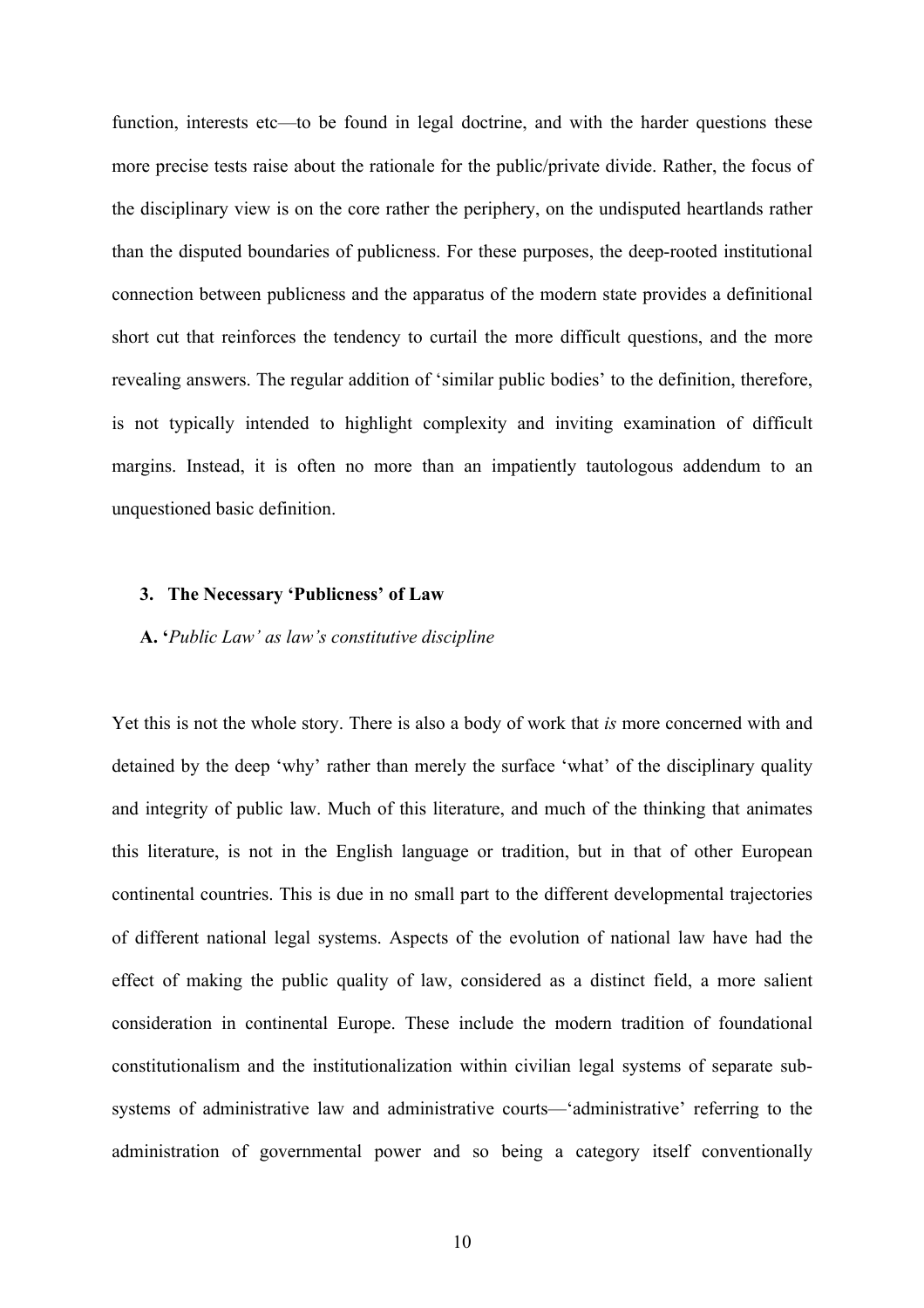function, interests etc—to be found in legal doctrine, and with the harder questions these more precise tests raise about the rationale for the public/private divide. Rather, the focus of the disciplinary view is on the core rather the periphery, on the undisputed heartlands rather than the disputed boundaries of publicness. For these purposes, the deep-rooted institutional connection between publicness and the apparatus of the modern state provides a definitional short cut that reinforces the tendency to curtail the more difficult questions, and the more revealing answers. The regular addition of 'similar public bodies' to the definition, therefore, is not typically intended to highlight complexity and inviting examination of difficult margins. Instead, it is often no more than an impatiently tautologous addendum to an unquestioned basic definition.

### 3. The Necessary 'Publicness' of Law

#### A. '*Public Law' as law's constitutive discipline*

Yet this is not the whole story. There is also a body of work that *is* more concerned with and detained by the deep 'why' rather than merely the surface 'what' of the disciplinary quality and integrity of public law. Much of this literature, and much of the thinking that animates this literature, is not in the English language or tradition, but in that of other European continental countries. This is due in no small part to the different developmental trajectories of different national legal systems. Aspects of the evolution of national law have had the effect of making the public quality of law, considered as a distinct field, a more salient consideration in continental Europe. These include the modern tradition of foundational constitutionalism and the institutionalization within civilian legal systems of separate sub-systems of administrative law and administrative courts—'administrative' referring to the administration of governmental power and so being a category itself conventionally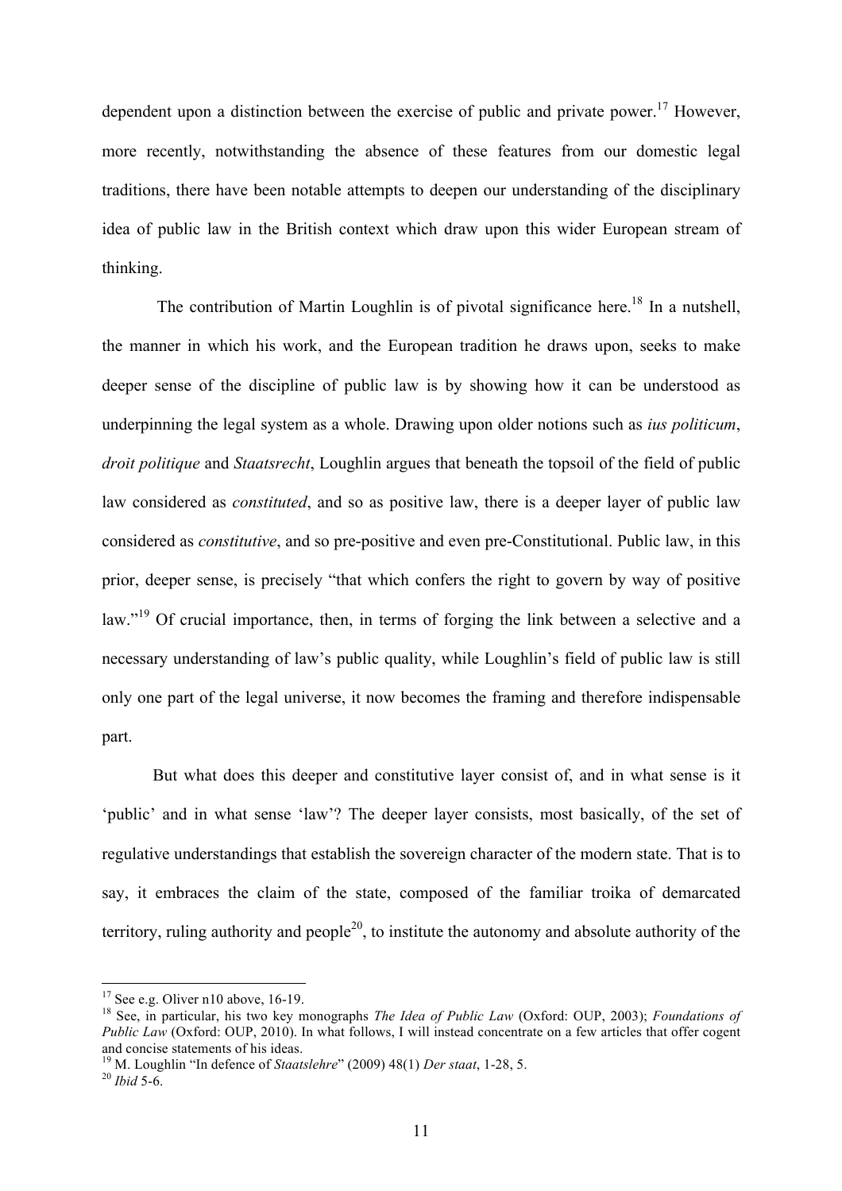dependent upon a distinction between the exercise of public and private power.[17] However, more recently, notwithstanding the absence of these features from our domestic legal traditions, there have been notable attempts to deepen our understanding of the disciplinary idea of public law in the British context which draw upon this wider European stream of thinking.

The contribution of Martin Loughlin is of pivotal significance here.[18] In a nutshell, the manner in which his work, and the European tradition he draws upon, seeks to make deeper sense of the discipline of public law is by showing how it can be understood as underpinning the legal system as a whole. Drawing upon older notions such as *ius politicum*, *droit politique* and *Staatsrecht*, Loughlin argues that beneath the topsoil of the field of public law considered as *constituted*, and so as positive law, there is a deeper layer of public law considered as *constitutive*, and so pre-positive and even pre-Constitutional. Public law, in this prior, deeper sense, is precisely "that which confers the right to govern by way of positive law."[19] Of crucial importance, then, in terms of forging the link between a selective and a necessary understanding of law's public quality, while Loughlin's field of public law is still only one part of the legal universe, it now becomes the framing and therefore indispensable part.

But what does this deeper and constitutive layer consist of, and in what sense is it 'public' and in what sense 'law'? The deeper layer consists, most basically, of the set of regulative understandings that establish the sovereign character of the modern state. That is to say, it embraces the claim of the state, composed of the familiar troika of demarcated territory, ruling authority and people[20], to institute the autonomy and absolute authority of the

---

[17] See e.g. Oliver n10 above, 16-19.

[18] See, in particular, his two key monographs *The Idea of Public Law* (Oxford: OUP, 2003); *Foundations of Public Law* (Oxford: OUP, 2010). In what follows, I will instead concentrate on a few articles that offer cogent and concise statements of his ideas.

[19] M. Loughlin "In defence of *Staatslehre*" (2009) 48(1) *Der staat*, 1-28, 5.

[20] *Ibid* 5-6.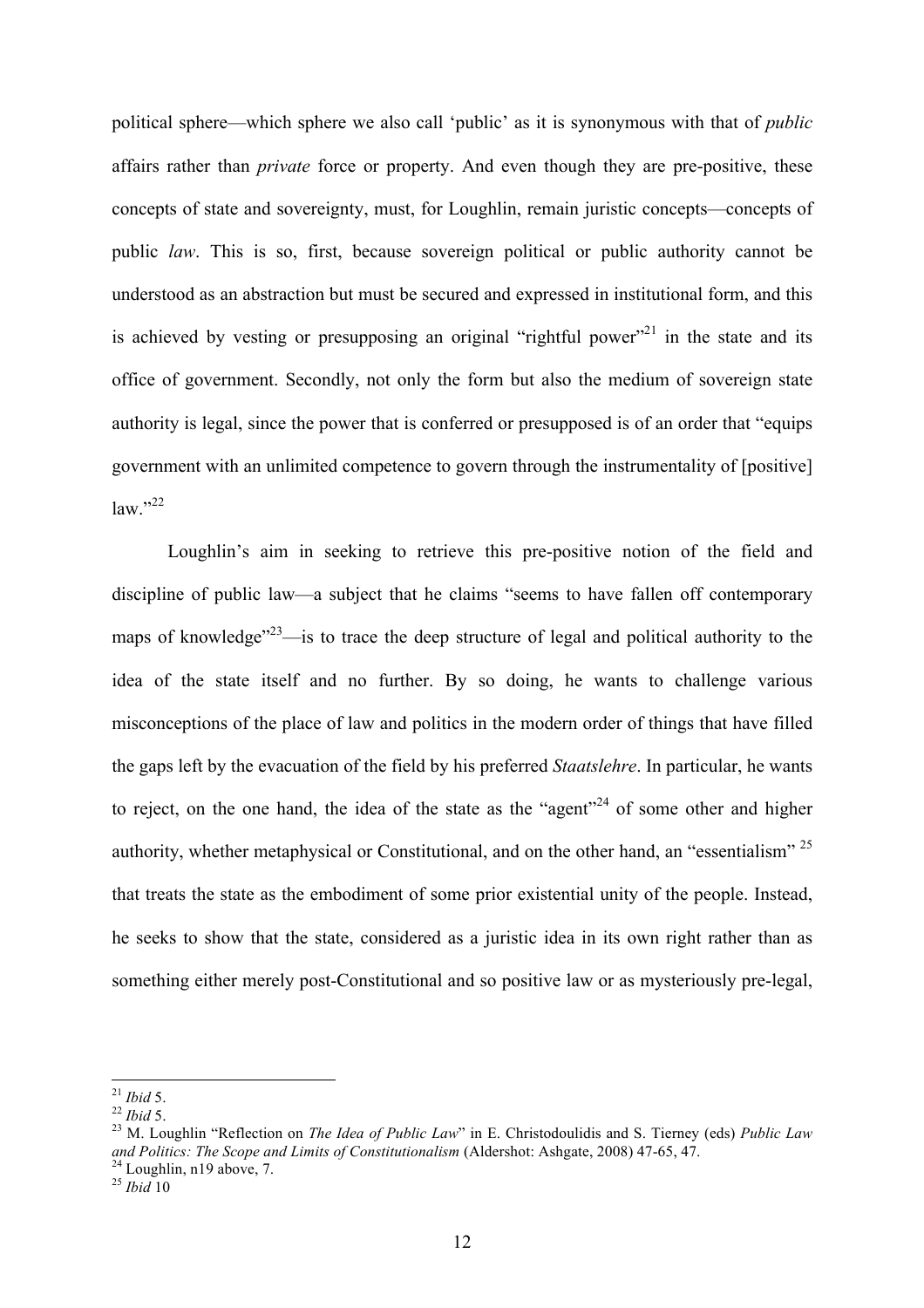political sphere—which sphere we also call 'public' as it is synonymous with that of *public* affairs rather than *private* force or property. And even though they are pre-positive, these concepts of state and sovereignty, must, for Loughlin, remain juristic concepts—concepts of public *law*. This is so, first, because sovereign political or public authority cannot be understood as an abstraction but must be secured and expressed in institutional form, and this is achieved by vesting or presupposing an original "rightful power"[21] in the state and its office of government. Secondly, not only the form but also the medium of sovereign state authority is legal, since the power that is conferred or presupposed is of an order that "equips government with an unlimited competence to govern through the instrumentality of [positive] law."[22]

Loughlin's aim in seeking to retrieve this pre-positive notion of the field and discipline of public law—a subject that he claims "seems to have fallen off contemporary maps of knowledge"[23]—is to trace the deep structure of legal and political authority to the idea of the state itself and no further. By so doing, he wants to challenge various misconceptions of the place of law and politics in the modern order of things that have filled the gaps left by the evacuation of the field by his preferred *Staatslehre*. In particular, he wants to reject, on the one hand, the idea of the state as the "agent"[24] of some other and higher authority, whether metaphysical or Constitutional, and on the other hand, an "essentialism"[25] that treats the state as the embodiment of some prior existential unity of the people. Instead, he seeks to show that the state, considered as a juristic idea in its own right rather than as something either merely post-Constitutional and so positive law or as mysteriously pre-legal,

---

[21] *Ibid* 5.

[22] *Ibid* 5.

[23] M. Loughlin "Reflection on *The Idea of Public Law*" in E. Christodoulidis and S. Tierney (eds) *Public Law and Politics: The Scope and Limits of Constitutionalism* (Aldershot: Ashgate, 2008) 47-65, 47.

[24] Loughlin, n19 above, 7.

[25] *Ibid* 10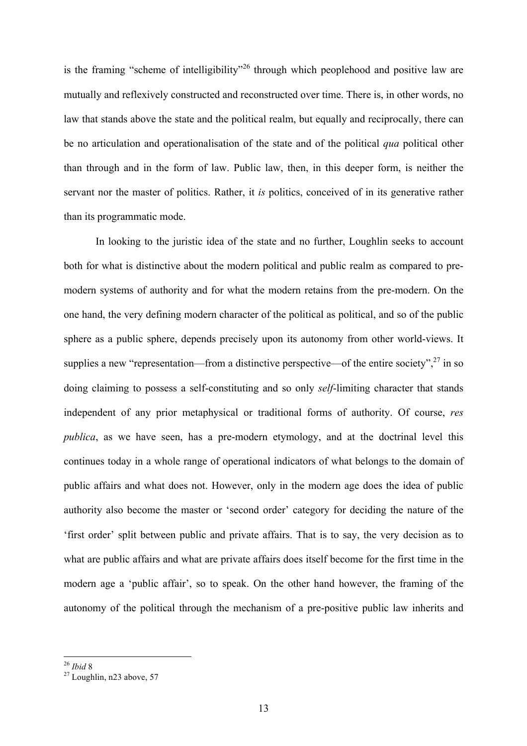is the framing "scheme of intelligibility"[26] through which peoplehood and positive law are mutually and reflexively constructed and reconstructed over time. There is, in other words, no law that stands above the state and the political realm, but equally and reciprocally, there can be no articulation and operationalisation of the state and of the political *qua* political other than through and in the form of law. Public law, then, in this deeper form, is neither the servant nor the master of politics. Rather, it *is* politics, conceived of in its generative rather than its programmatic mode.

In looking to the juristic idea of the state and no further, Loughlin seeks to account both for what is distinctive about the modern political and public realm as compared to pre-modern systems of authority and for what the modern retains from the pre-modern. On the one hand, the very defining modern character of the political as political, and so of the public sphere as a public sphere, depends precisely upon its autonomy from other world-views. It supplies a new "representation—from a distinctive perspective—of the entire society",[27] in so doing claiming to possess a self-constituting and so only *self*-limiting character that stands independent of any prior metaphysical or traditional forms of authority. Of course, *res publica*, as we have seen, has a pre-modern etymology, and at the doctrinal level this continues today in a whole range of operational indicators of what belongs to the domain of public affairs and what does not. However, only in the modern age does the idea of public authority also become the master or 'second order' category for deciding the nature of the 'first order' split between public and private affairs. That is to say, the very decision as to what are public affairs and what are private affairs does itself become for the first time in the modern age a 'public affair', so to speak. On the other hand however, the framing of the autonomy of the political through the mechanism of a pre-positive public law inherits and

---

[26] *Ibid* 8

[27] Loughlin, n23 above, 57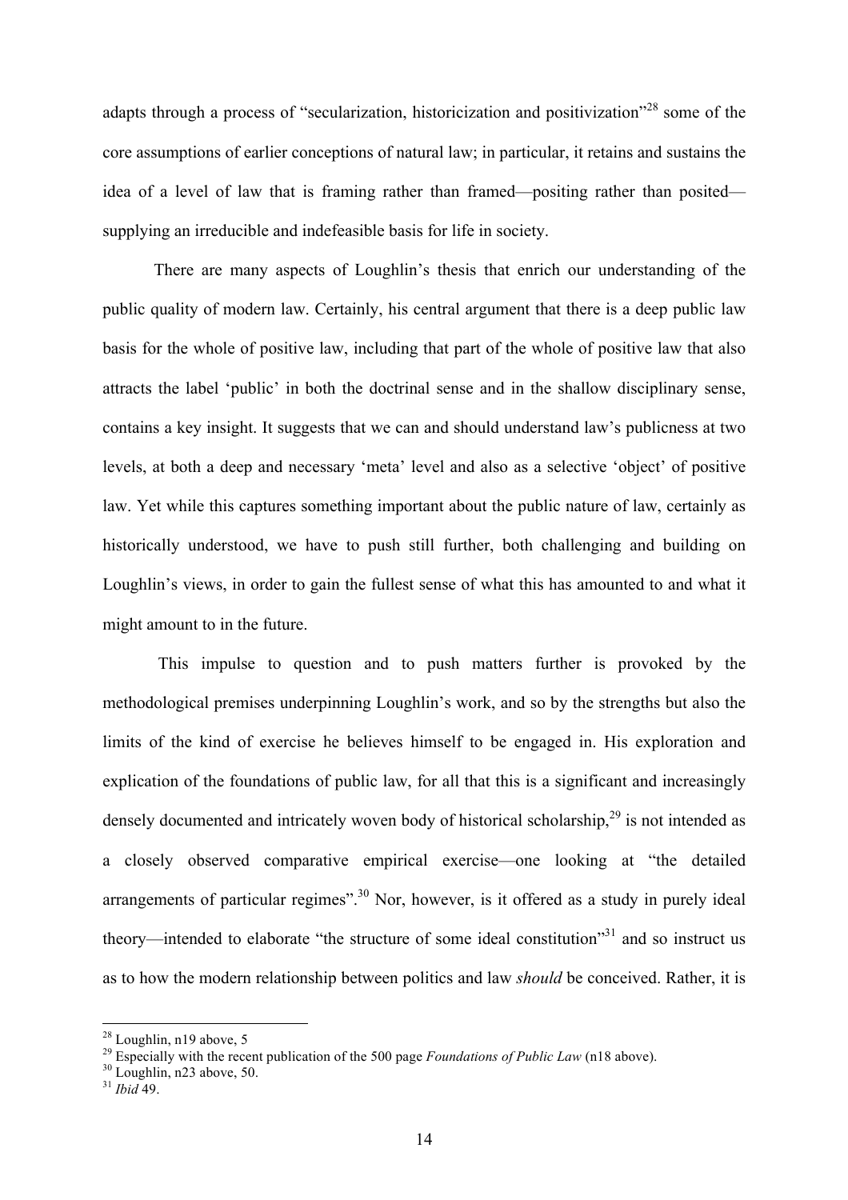adapts through a process of "secularization, historicization and positivization"[28] some of the core assumptions of earlier conceptions of natural law; in particular, it retains and sustains the idea of a level of law that is framing rather than framed—positing rather than posited—supplying an irreducible and indefeasible basis for life in society.

There are many aspects of Loughlin's thesis that enrich our understanding of the public quality of modern law. Certainly, his central argument that there is a deep public law basis for the whole of positive law, including that part of the whole of positive law that also attracts the label 'public' in both the doctrinal sense and in the shallow disciplinary sense, contains a key insight. It suggests that we can and should understand law's publicness at two levels, at both a deep and necessary 'meta' level and also as a selective 'object' of positive law. Yet while this captures something important about the public nature of law, certainly as historically understood, we have to push still further, both challenging and building on Loughlin's views, in order to gain the fullest sense of what this has amounted to and what it might amount to in the future.

This impulse to question and to push matters further is provoked by the methodological premises underpinning Loughlin's work, and so by the strengths but also the limits of the kind of exercise he believes himself to be engaged in. His exploration and explication of the foundations of public law, for all that this is a significant and increasingly densely documented and intricately woven body of historical scholarship,[29] is not intended as a closely observed comparative empirical exercise—one looking at "the detailed arrangements of particular regimes".[30] Nor, however, is it offered as a study in purely ideal theory—intended to elaborate "the structure of some ideal constitution"[31] and so instruct us as to how the modern relationship between politics and law *should* be conceived. Rather, it is

---

[28] Loughlin, n19 above, 5

[29] Especially with the recent publication of the 500 page *Foundations of Public Law* (n18 above).

[30] Loughlin, n23 above, 50.

[31] *Ibid* 49.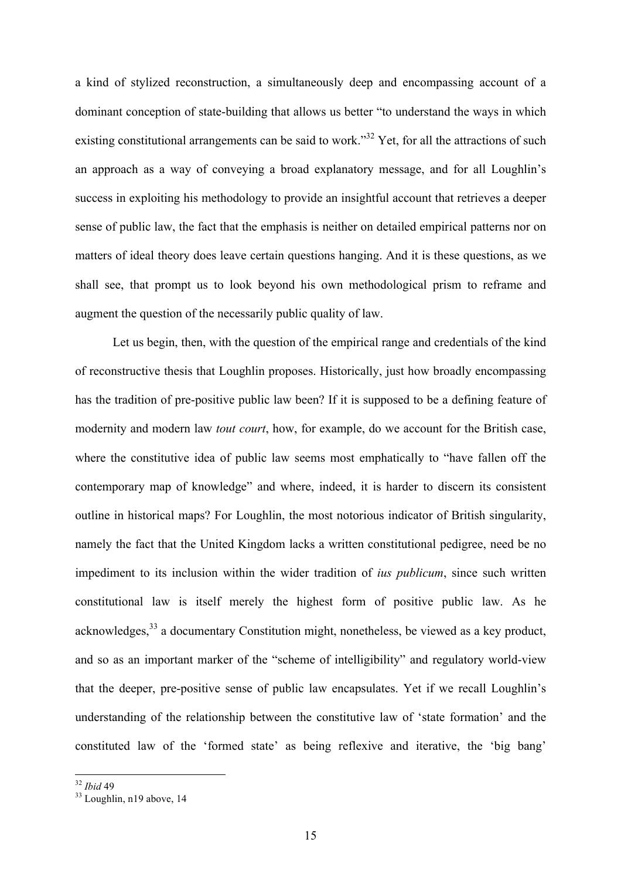a kind of stylized reconstruction, a simultaneously deep and encompassing account of a dominant conception of state-building that allows us better "to understand the ways in which existing constitutional arrangements can be said to work."[32] Yet, for all the attractions of such an approach as a way of conveying a broad explanatory message, and for all Loughlin's success in exploiting his methodology to provide an insightful account that retrieves a deeper sense of public law, the fact that the emphasis is neither on detailed empirical patterns nor on matters of ideal theory does leave certain questions hanging. And it is these questions, as we shall see, that prompt us to look beyond his own methodological prism to reframe and augment the question of the necessarily public quality of law.

Let us begin, then, with the question of the empirical range and credentials of the kind of reconstructive thesis that Loughlin proposes. Historically, just how broadly encompassing has the tradition of pre-positive public law been? If it is supposed to be a defining feature of modernity and modern law *tout court*, how, for example, do we account for the British case, where the constitutive idea of public law seems most emphatically to "have fallen off the contemporary map of knowledge" and where, indeed, it is harder to discern its consistent outline in historical maps? For Loughlin, the most notorious indicator of British singularity, namely the fact that the United Kingdom lacks a written constitutional pedigree, need be no impediment to its inclusion within the wider tradition of *ius publicum*, since such written constitutional law is itself merely the highest form of positive public law. As he acknowledges,[33] a documentary Constitution might, nonetheless, be viewed as a key product, and so as an important marker of the "scheme of intelligibility" and regulatory world-view that the deeper, pre-positive sense of public law encapsulates. Yet if we recall Loughlin's understanding of the relationship between the constitutive law of 'state formation' and the constituted law of the 'formed state' as being reflexive and iterative, the 'big bang'

[32] *Ibid* 49

[33] Loughlin, n19 above, 14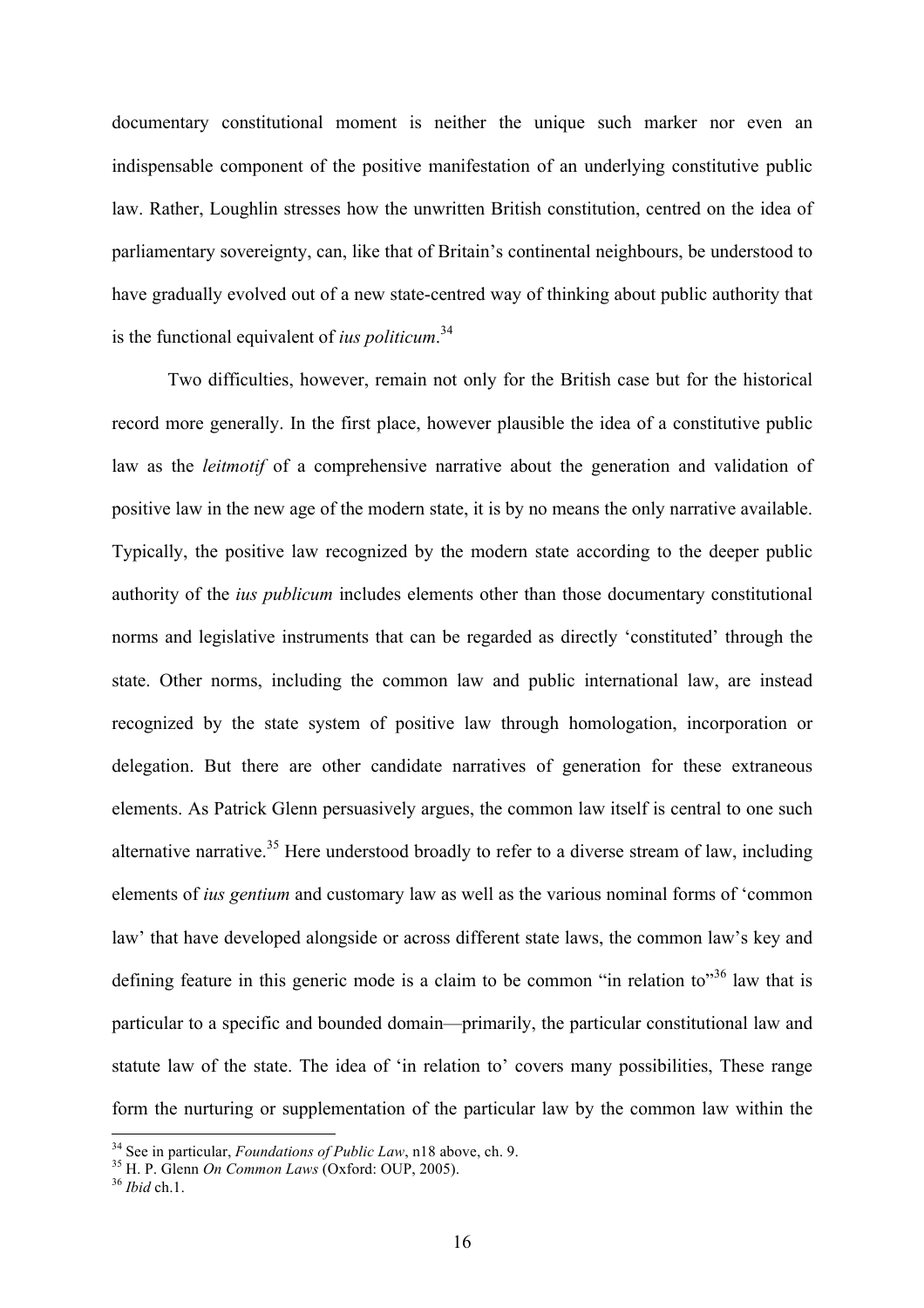documentary constitutional moment is neither the unique such marker nor even an indispensable component of the positive manifestation of an underlying constitutive public law. Rather, Loughlin stresses how the unwritten British constitution, centred on the idea of parliamentary sovereignty, can, like that of Britain's continental neighbours, be understood to have gradually evolved out of a new state-centred way of thinking about public authority that is the functional equivalent of *ius politicum*.[34]

Two difficulties, however, remain not only for the British case but for the historical record more generally. In the first place, however plausible the idea of a constitutive public law as the *leitmotif* of a comprehensive narrative about the generation and validation of positive law in the new age of the modern state, it is by no means the only narrative available. Typically, the positive law recognized by the modern state according to the deeper public authority of the *ius publicum* includes elements other than those documentary constitutional norms and legislative instruments that can be regarded as directly 'constituted' through the state. Other norms, including the common law and public international law, are instead recognized by the state system of positive law through homologation, incorporation or delegation. But there are other candidate narratives of generation for these extraneous elements. As Patrick Glenn persuasively argues, the common law itself is central to one such alternative narrative.[35] Here understood broadly to refer to a diverse stream of law, including elements of *ius gentium* and customary law as well as the various nominal forms of 'common law' that have developed alongside or across different state laws, the common law's key and defining feature in this generic mode is a claim to be common "in relation to"[36] law that is particular to a specific and bounded domain—primarily, the particular constitutional law and statute law of the state. The idea of 'in relation to' covers many possibilities, These range form the nurturing or supplementation of the particular law by the common law within the

[34] See in particular, *Foundations of Public Law*, n18 above, ch. 9.

[35] H. P. Glenn *On Common Laws* (Oxford: OUP, 2005).

[36] *Ibid* ch.1.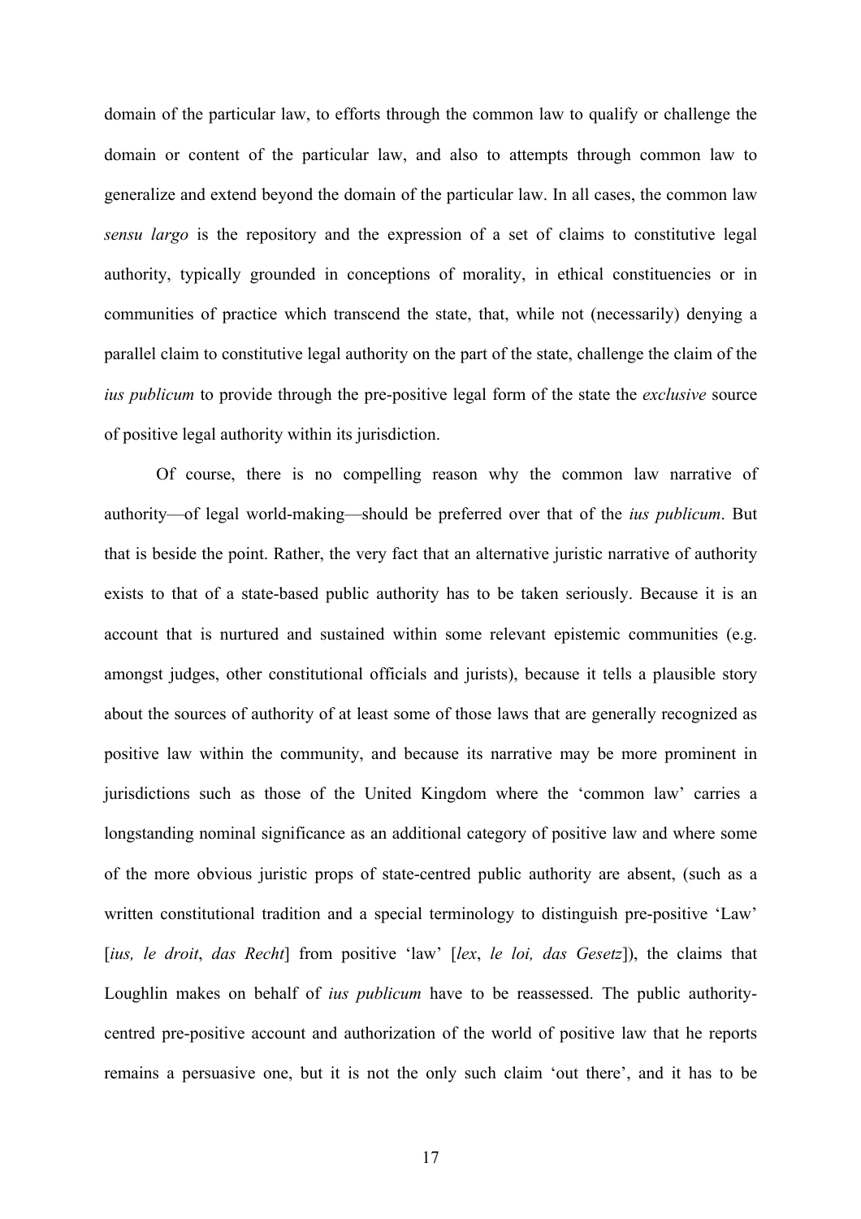domain of the particular law, to efforts through the common law to qualify or challenge the domain or content of the particular law, and also to attempts through common law to generalize and extend beyond the domain of the particular law. In all cases, the common law *sensu largo* is the repository and the expression of a set of claims to constitutive legal authority, typically grounded in conceptions of morality, in ethical constituencies or in communities of practice which transcend the state, that, while not (necessarily) denying a parallel claim to constitutive legal authority on the part of the state, challenge the claim of the *ius publicum* to provide through the pre-positive legal form of the state the *exclusive* source of positive legal authority within its jurisdiction.

Of course, there is no compelling reason why the common law narrative of authority—of legal world-making—should be preferred over that of the *ius publicum*. But that is beside the point. Rather, the very fact that an alternative juristic narrative of authority exists to that of a state-based public authority has to be taken seriously. Because it is an account that is nurtured and sustained within some relevant epistemic communities (e.g. amongst judges, other constitutional officials and jurists), because it tells a plausible story about the sources of authority of at least some of those laws that are generally recognized as positive law within the community, and because its narrative may be more prominent in jurisdictions such as those of the United Kingdom where the 'common law' carries a longstanding nominal significance as an additional category of positive law and where some of the more obvious juristic props of state-centred public authority are absent, (such as a written constitutional tradition and a special terminology to distinguish pre-positive 'Law' [*ius, le droit*, *das Recht*] from positive 'law' [*lex*, *le loi, das Gesetz*]), the claims that Loughlin makes on behalf of *ius publicum* have to be reassessed. The public authority-centred pre-positive account and authorization of the world of positive law that he reports remains a persuasive one, but it is not the only such claim 'out there', and it has to be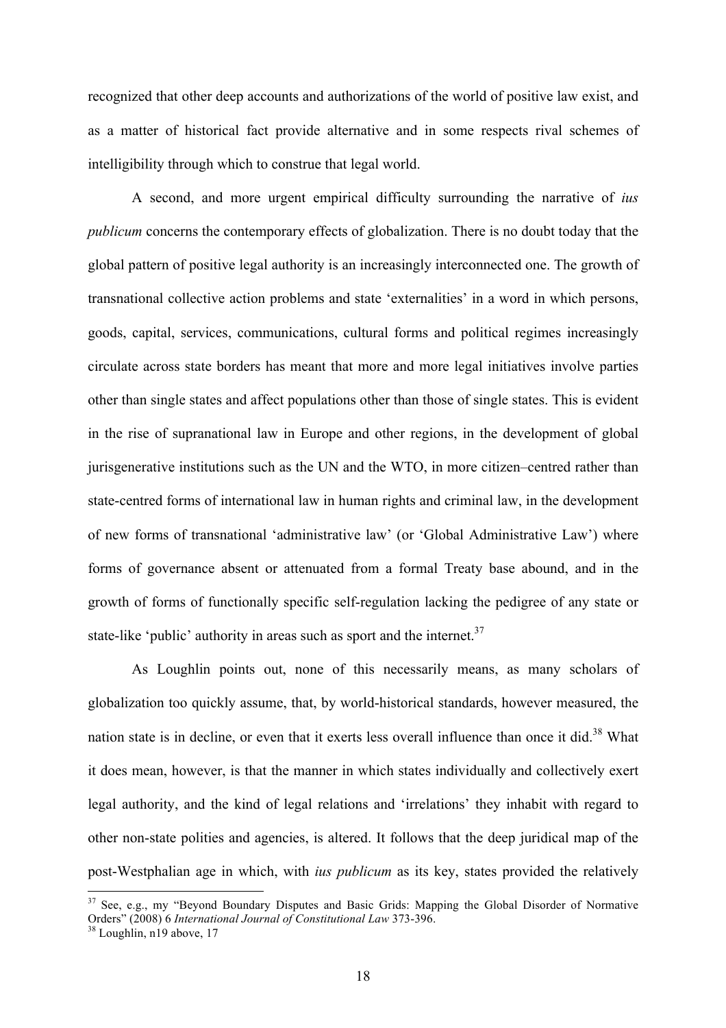recognized that other deep accounts and authorizations of the world of positive law exist, and as a matter of historical fact provide alternative and in some respects rival schemes of intelligibility through which to construe that legal world.

A second, and more urgent empirical difficulty surrounding the narrative of *ius publicum* concerns the contemporary effects of globalization. There is no doubt today that the global pattern of positive legal authority is an increasingly interconnected one. The growth of transnational collective action problems and state 'externalities' in a word in which persons, goods, capital, services, communications, cultural forms and political regimes increasingly circulate across state borders has meant that more and more legal initiatives involve parties other than single states and affect populations other than those of single states. This is evident in the rise of supranational law in Europe and other regions, in the development of global jurisgenerative institutions such as the UN and the WTO, in more citizen–centred rather than state-centred forms of international law in human rights and criminal law, in the development of new forms of transnational 'administrative law' (or 'Global Administrative Law') where forms of governance absent or attenuated from a formal Treaty base abound, and in the growth of forms of functionally specific self-regulation lacking the pedigree of any state or state-like 'public' authority in areas such as sport and the internet.[37]

As Loughlin points out, none of this necessarily means, as many scholars of globalization too quickly assume, that, by world-historical standards, however measured, the nation state is in decline, or even that it exerts less overall influence than once it did.[38] What it does mean, however, is that the manner in which states individually and collectively exert legal authority, and the kind of legal relations and 'irrelations' they inhabit with regard to other non-state polities and agencies, is altered. It follows that the deep juridical map of the post-Westphalian age in which, with *ius publicum* as its key, states provided the relatively

---

[37] See, e.g., my "Beyond Boundary Disputes and Basic Grids: Mapping the Global Disorder of Normative Orders" (2008) 6 *International Journal of Constitutional Law* 373-396.

[38] Loughlin, n19 above, 17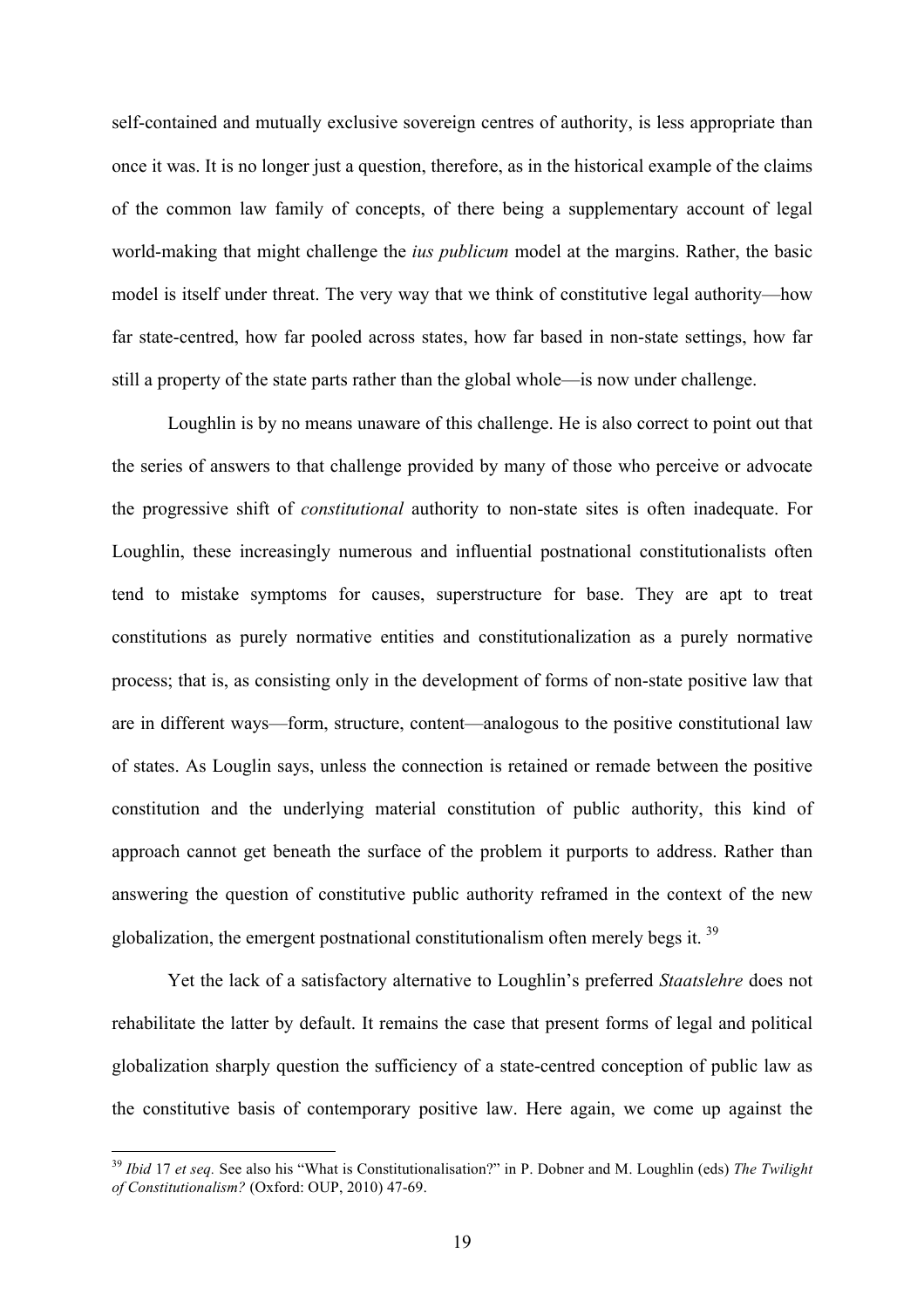self-contained and mutually exclusive sovereign centres of authority, is less appropriate than once it was. It is no longer just a question, therefore, as in the historical example of the claims of the common law family of concepts, of there being a supplementary account of legal world-making that might challenge the *ius publicum* model at the margins. Rather, the basic model is itself under threat. The very way that we think of constitutive legal authority—how far state-centred, how far pooled across states, how far based in non-state settings, how far still a property of the state parts rather than the global whole—is now under challenge.

Loughlin is by no means unaware of this challenge. He is also correct to point out that the series of answers to that challenge provided by many of those who perceive or advocate the progressive shift of *constitutional* authority to non-state sites is often inadequate. For Loughlin, these increasingly numerous and influential postnational constitutionalists often tend to mistake symptoms for causes, superstructure for base. They are apt to treat constitutions as purely normative entities and constitutionalization as a purely normative process; that is, as consisting only in the development of forms of non-state positive law that are in different ways—form, structure, content—analogous to the positive constitutional law of states. As Louglin says, unless the connection is retained or remade between the positive constitution and the underlying material constitution of public authority, this kind of approach cannot get beneath the surface of the problem it purports to address. Rather than answering the question of constitutive public authority reframed in the context of the new globalization, the emergent postnational constitutionalism often merely begs it. [39]

Yet the lack of a satisfactory alternative to Loughlin's preferred *Staatslehre* does not rehabilitate the latter by default. It remains the case that present forms of legal and political globalization sharply question the sufficiency of a state-centred conception of public law as the constitutive basis of contemporary positive law. Here again, we come up against the

---

[39] *Ibid* 17 *et seq.* See also his "What is Constitutionalisation?" in P. Dobner and M. Loughlin (eds) *The Twilight of Constitutionalism?* (Oxford: OUP, 2010) 47-69.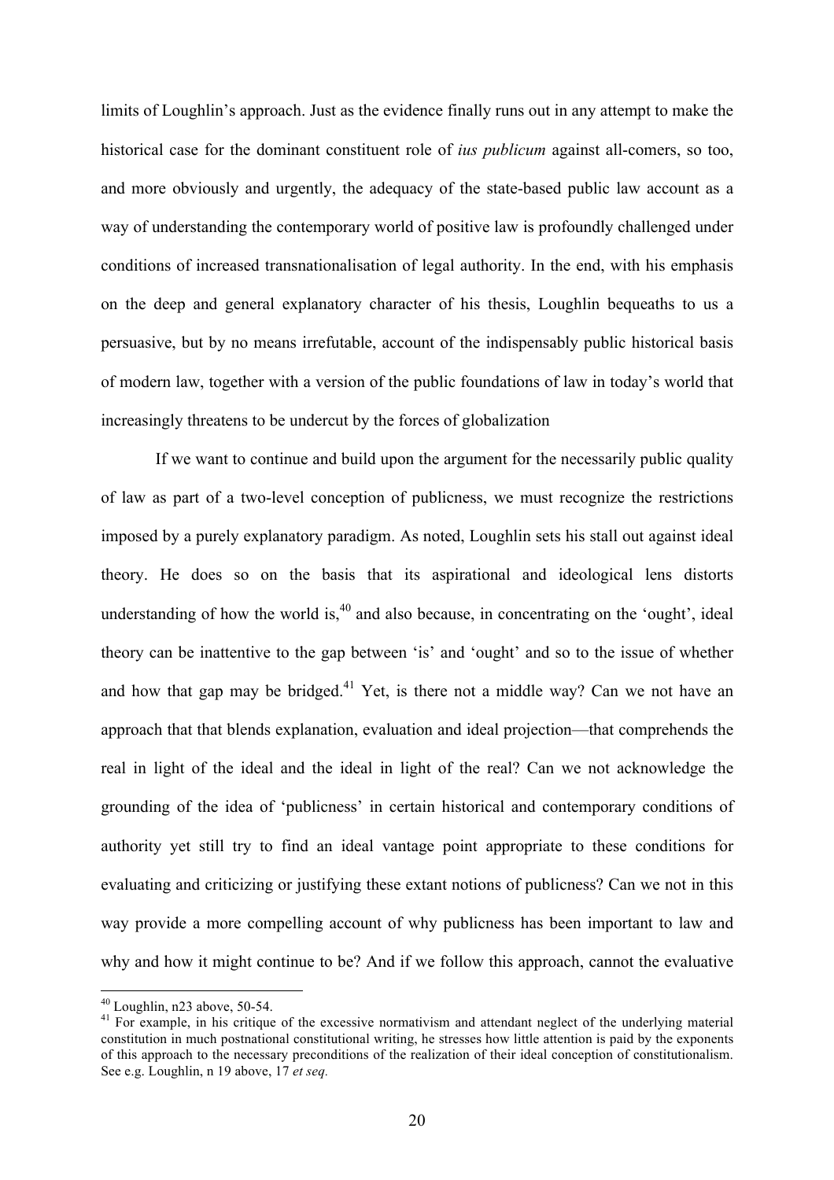limits of Loughlin's approach. Just as the evidence finally runs out in any attempt to make the historical case for the dominant constituent role of *ius publicum* against all-comers, so too, and more obviously and urgently, the adequacy of the state-based public law account as a way of understanding the contemporary world of positive law is profoundly challenged under conditions of increased transnationalisation of legal authority. In the end, with his emphasis on the deep and general explanatory character of his thesis, Loughlin bequeaths to us a persuasive, but by no means irrefutable, account of the indispensably public historical basis of modern law, together with a version of the public foundations of law in today's world that increasingly threatens to be undercut by the forces of globalization

If we want to continue and build upon the argument for the necessarily public quality of law as part of a two-level conception of publicness, we must recognize the restrictions imposed by a purely explanatory paradigm. As noted, Loughlin sets his stall out against ideal theory. He does so on the basis that its aspirational and ideological lens distorts understanding of how the world is,[40] and also because, in concentrating on the 'ought', ideal theory can be inattentive to the gap between 'is' and 'ought' and so to the issue of whether and how that gap may be bridged.[41] Yet, is there not a middle way? Can we not have an approach that that blends explanation, evaluation and ideal projection—that comprehends the real in light of the ideal and the ideal in light of the real? Can we not acknowledge the grounding of the idea of 'publicness' in certain historical and contemporary conditions of authority yet still try to find an ideal vantage point appropriate to these conditions for evaluating and criticizing or justifying these extant notions of publicness? Can we not in this way provide a more compelling account of why publicness has been important to law and why and how it might continue to be? And if we follow this approach, cannot the evaluative

[40] Loughlin, n23 above, 50-54.

[41] For example, in his critique of the excessive normativism and attendant neglect of the underlying material constitution in much postnational constitutional writing, he stresses how little attention is paid by the exponents of this approach to the necessary preconditions of the realization of their ideal conception of constitutionalism. See e.g. Loughlin, n 19 above, 17 *et seq.*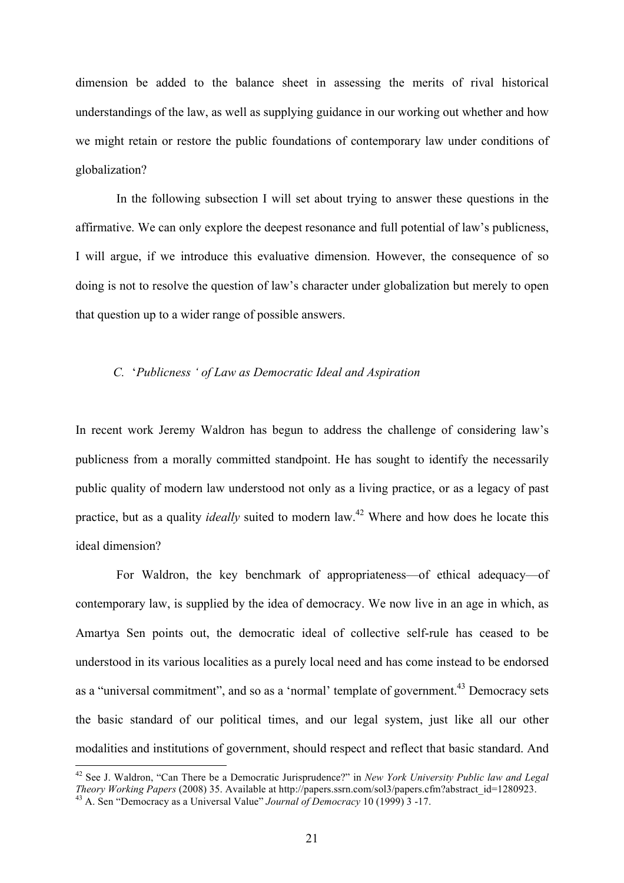dimension be added to the balance sheet in assessing the merits of rival historical understandings of the law, as well as supplying guidance in our working out whether and how we might retain or restore the public foundations of contemporary law under conditions of globalization?

In the following subsection I will set about trying to answer these questions in the affirmative. We can only explore the deepest resonance and full potential of law's publicness, I will argue, if we introduce this evaluative dimension. However, the consequence of so doing is not to resolve the question of law's character under globalization but merely to open that question up to a wider range of possible answers.

### *C. 'Publicness ' of Law as Democratic Ideal and Aspiration*

In recent work Jeremy Waldron has begun to address the challenge of considering law's publicness from a morally committed standpoint. He has sought to identify the necessarily public quality of modern law understood not only as a living practice, or as a legacy of past practice, but as a quality *ideally* suited to modern law.[42] Where and how does he locate this ideal dimension?

For Waldron, the key benchmark of appropriateness—of ethical adequacy—of contemporary law, is supplied by the idea of democracy. We now live in an age in which, as Amartya Sen points out, the democratic ideal of collective self-rule has ceased to be understood in its various localities as a purely local need and has come instead to be endorsed as a "universal commitment", and so as a 'normal' template of government.[43] Democracy sets the basic standard of our political times, and our legal system, just like all our other modalities and institutions of government, should respect and reflect that basic standard. And

---

[42] See J. Waldron, "Can There be a Democratic Jurisprudence?" in *New York University Public law and Legal Theory Working Papers* (2008) 35. Available at http://papers.ssrn.com/sol3/papers.cfm?abstract_id=1280923.

[43] A. Sen "Democracy as a Universal Value" *Journal of Democracy* 10 (1999) 3 -17.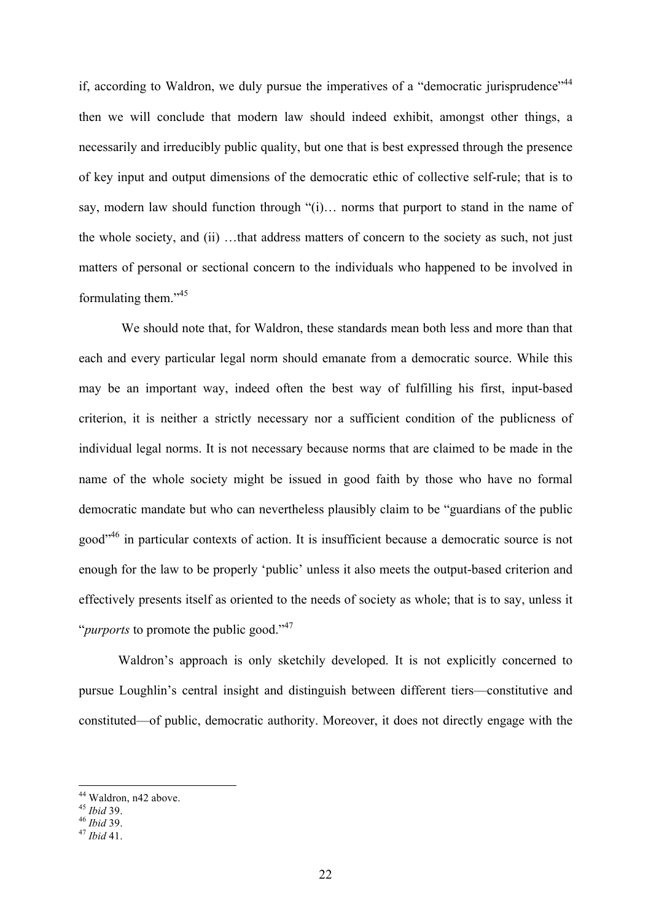if, according to Waldron, we duly pursue the imperatives of a "democratic jurisprudence"[44] then we will conclude that modern law should indeed exhibit, amongst other things, a necessarily and irreducibly public quality, but one that is best expressed through the presence of key input and output dimensions of the democratic ethic of collective self-rule; that is to say, modern law should function through "(i)… norms that purport to stand in the name of the whole society, and (ii) …that address matters of concern to the society as such, not just matters of personal or sectional concern to the individuals who happened to be involved in formulating them."[45]

We should note that, for Waldron, these standards mean both less and more than that each and every particular legal norm should emanate from a democratic source. While this may be an important way, indeed often the best way of fulfilling his first, input-based criterion, it is neither a strictly necessary nor a sufficient condition of the publicness of individual legal norms. It is not necessary because norms that are claimed to be made in the name of the whole society might be issued in good faith by those who have no formal democratic mandate but who can nevertheless plausibly claim to be "guardians of the public good"[46] in particular contexts of action. It is insufficient because a democratic source is not enough for the law to be properly 'public' unless it also meets the output-based criterion and effectively presents itself as oriented to the needs of society as whole; that is to say, unless it "*purports* to promote the public good."[47]

Waldron's approach is only sketchily developed. It is not explicitly concerned to pursue Loughlin's central insight and distinguish between different tiers—constitutive and constituted—of public, democratic authority. Moreover, it does not directly engage with the

[44] Waldron, n42 above.
[45] *Ibid* 39.
[46] *Ibid* 39.
[47] *Ibid* 41.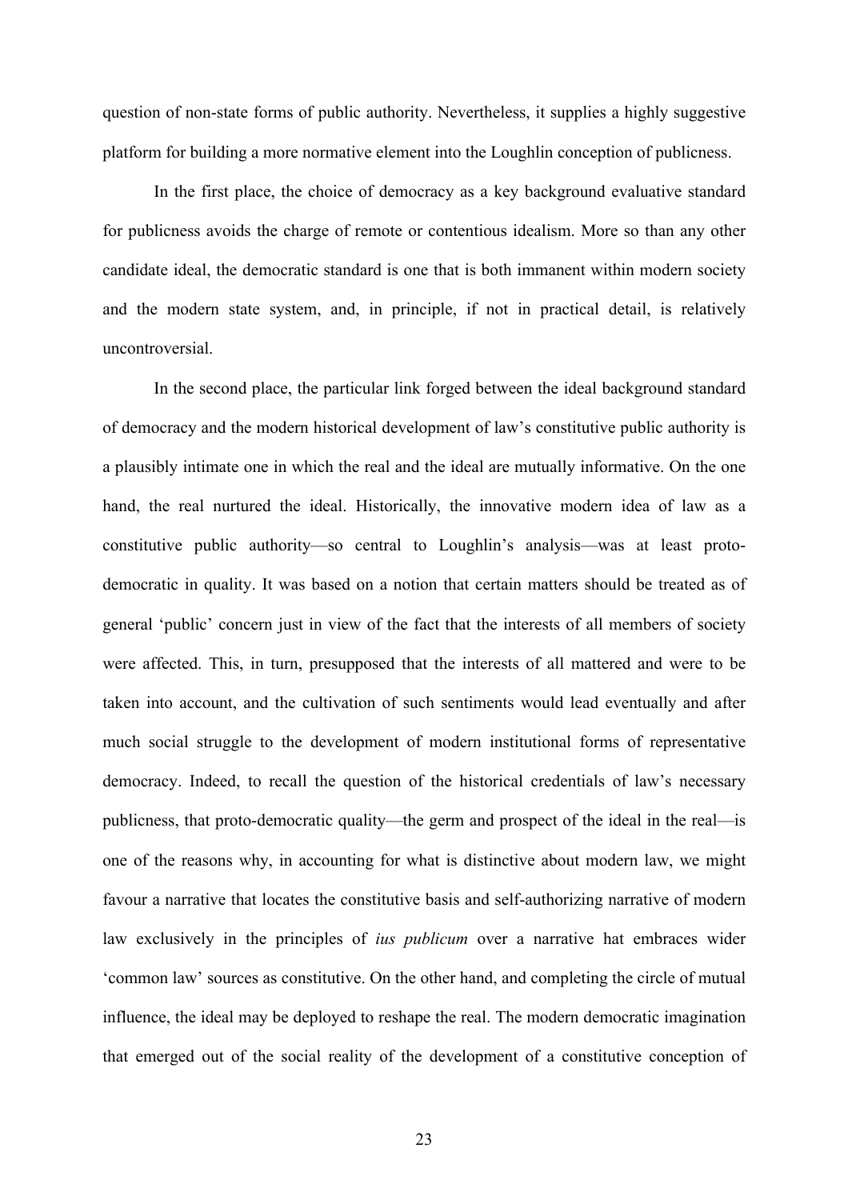question of non-state forms of public authority. Nevertheless, it supplies a highly suggestive platform for building a more normative element into the Loughlin conception of publicness.

In the first place, the choice of democracy as a key background evaluative standard for publicness avoids the charge of remote or contentious idealism. More so than any other candidate ideal, the democratic standard is one that is both immanent within modern society and the modern state system, and, in principle, if not in practical detail, is relatively uncontroversial.

In the second place, the particular link forged between the ideal background standard of democracy and the modern historical development of law's constitutive public authority is a plausibly intimate one in which the real and the ideal are mutually informative. On the one hand, the real nurtured the ideal. Historically, the innovative modern idea of law as a constitutive public authority—so central to Loughlin's analysis—was at least proto-democratic in quality. It was based on a notion that certain matters should be treated as of general 'public' concern just in view of the fact that the interests of all members of society were affected. This, in turn, presupposed that the interests of all mattered and were to be taken into account, and the cultivation of such sentiments would lead eventually and after much social struggle to the development of modern institutional forms of representative democracy. Indeed, to recall the question of the historical credentials of law's necessary publicness, that proto-democratic quality—the germ and prospect of the ideal in the real—is one of the reasons why, in accounting for what is distinctive about modern law, we might favour a narrative that locates the constitutive basis and self-authorizing narrative of modern law exclusively in the principles of *ius publicum* over a narrative hat embraces wider 'common law' sources as constitutive. On the other hand, and completing the circle of mutual influence, the ideal may be deployed to reshape the real. The modern democratic imagination that emerged out of the social reality of the development of a constitutive conception of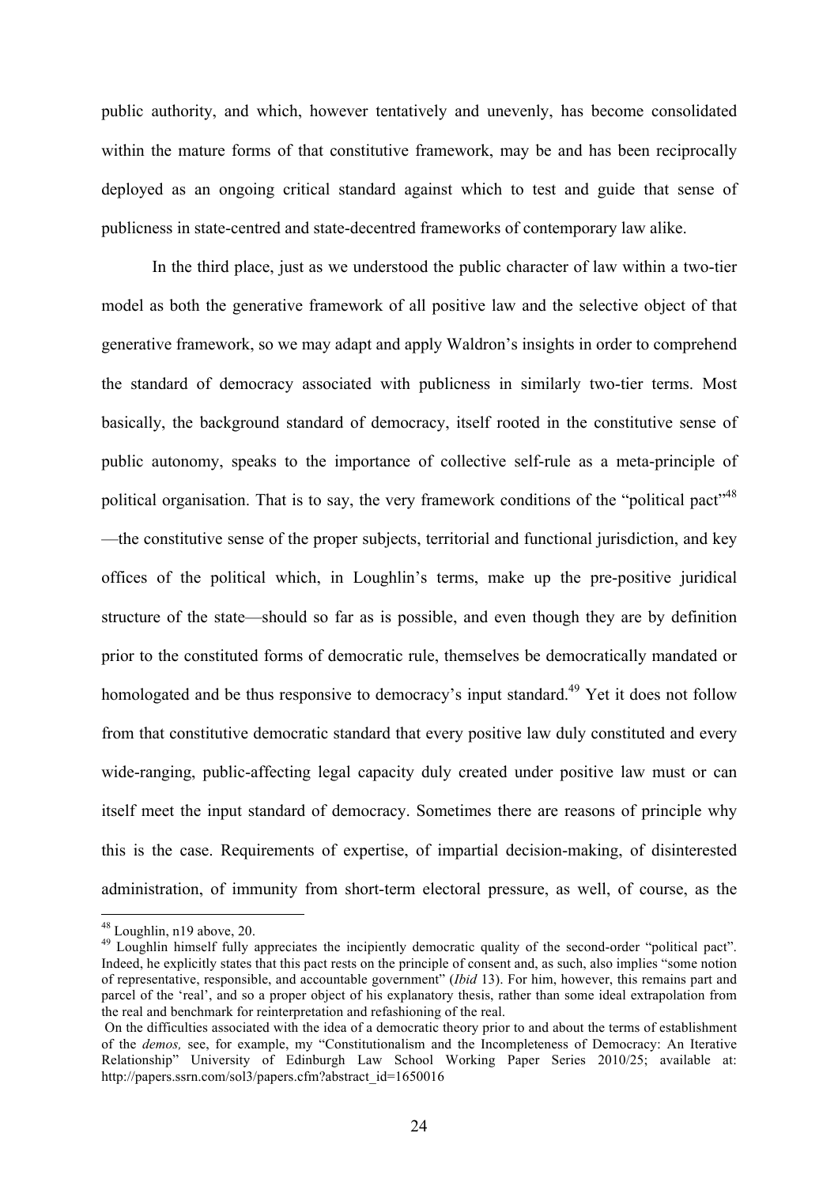public authority, and which, however tentatively and unevenly, has become consolidated within the mature forms of that constitutive framework, may be and has been reciprocally deployed as an ongoing critical standard against which to test and guide that sense of publicness in state-centred and state-decentred frameworks of contemporary law alike.

In the third place, just as we understood the public character of law within a two-tier model as both the generative framework of all positive law and the selective object of that generative framework, so we may adapt and apply Waldron's insights in order to comprehend the standard of democracy associated with publicness in similarly two-tier terms. Most basically, the background standard of democracy, itself rooted in the constitutive sense of public autonomy, speaks to the importance of collective self-rule as a meta-principle of political organisation. That is to say, the very framework conditions of the "political pact"[48] —the constitutive sense of the proper subjects, territorial and functional jurisdiction, and key offices of the political which, in Loughlin's terms, make up the pre-positive juridical structure of the state—should so far as is possible, and even though they are by definition prior to the constituted forms of democratic rule, themselves be democratically mandated or homologated and be thus responsive to democracy's input standard.[49] Yet it does not follow from that constitutive democratic standard that every positive law duly constituted and every wide-ranging, public-affecting legal capacity duly created under positive law must or can itself meet the input standard of democracy. Sometimes there are reasons of principle why this is the case. Requirements of expertise, of impartial decision-making, of disinterested administration, of immunity from short-term electoral pressure, as well, of course, as the

[48] Loughlin, n19 above, 20.

[49] Loughlin himself fully appreciates the incipiently democratic quality of the second-order "political pact". Indeed, he explicitly states that this pact rests on the principle of consent and, as such, also implies "some notion of representative, responsible, and accountable government" (*Ibid* 13). For him, however, this remains part and parcel of the 'real', and so a proper object of his explanatory thesis, rather than some ideal extrapolation from the real and benchmark for reinterpretation and refashioning of the real.

On the difficulties associated with the idea of a democratic theory prior to and about the terms of establishment of the *demos,* see, for example, my "Constitutionalism and the Incompleteness of Democracy: An Iterative Relationship" University of Edinburgh Law School Working Paper Series 2010/25; available at: http://papers.ssrn.com/sol3/papers.cfm?abstract_id=1650016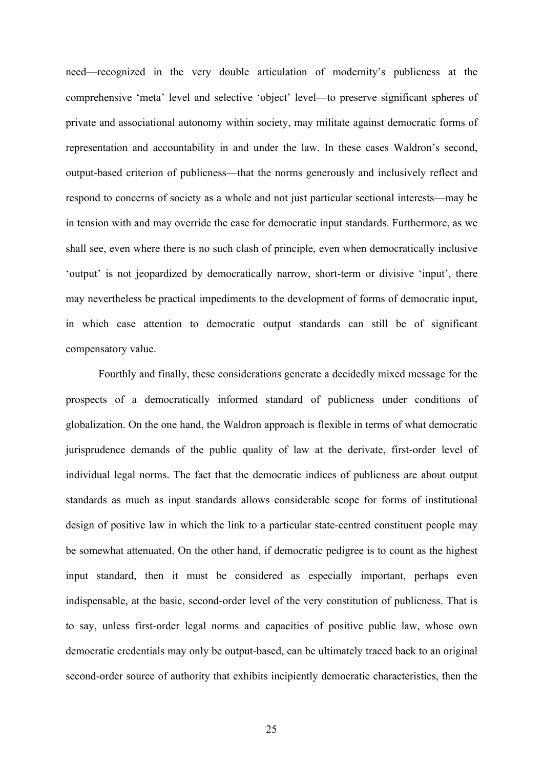need—recognized in the very double articulation of modernity's publicness at the comprehensive 'meta' level and selective 'object' level—to preserve significant spheres of private and associational autonomy within society, may militate against democratic forms of representation and accountability in and under the law. In these cases Waldron's second, output-based criterion of publicness—that the norms generously and inclusively reflect and respond to concerns of society as a whole and not just particular sectional interests—may be in tension with and may override the case for democratic input standards. Furthermore, as we shall see, even where there is no such clash of principle, even when democratically inclusive 'output' is not jeopardized by democratically narrow, short-term or divisive 'input', there may nevertheless be practical impediments to the development of forms of democratic input, in which case attention to democratic output standards can still be of significant compensatory value.

Fourthly and finally, these considerations generate a decidedly mixed message for the prospects of a democratically informed standard of publicness under conditions of globalization. On the one hand, the Waldron approach is flexible in terms of what democratic jurisprudence demands of the public quality of law at the derivate, first-order level of individual legal norms. The fact that the democratic indices of publicness are about output standards as much as input standards allows considerable scope for forms of institutional design of positive law in which the link to a particular state-centred constituent people may be somewhat attenuated. On the other hand, if democratic pedigree is to count as the highest input standard, then it must be considered as especially important, perhaps even indispensable, at the basic, second-order level of the very constitution of publicness. That is to say, unless first-order legal norms and capacities of positive public law, whose own democratic credentials may only be output-based, can be ultimately traced back to an original second-order source of authority that exhibits incipiently democratic characteristics, then the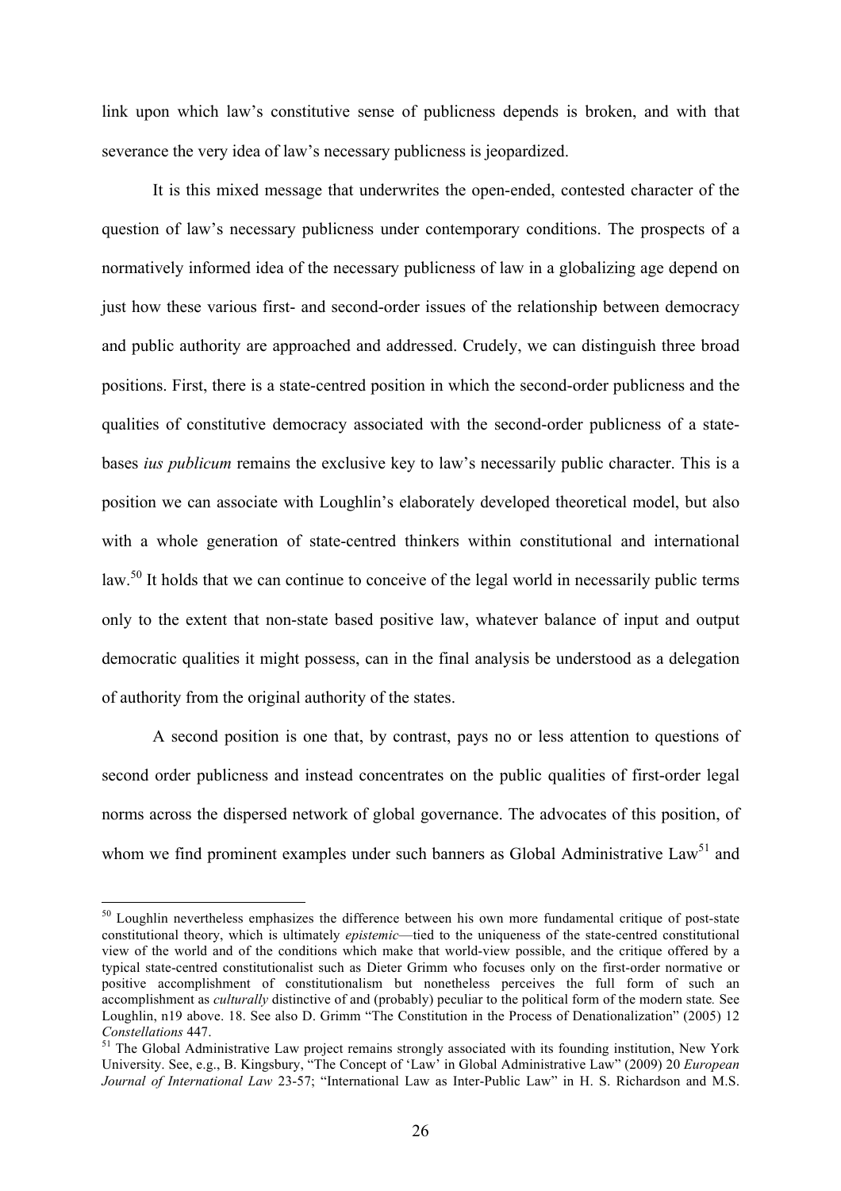link upon which law's constitutive sense of publicness depends is broken, and with that severance the very idea of law's necessary publicness is jeopardized.

It is this mixed message that underwrites the open-ended, contested character of the question of law's necessary publicness under contemporary conditions. The prospects of a normatively informed idea of the necessary publicness of law in a globalizing age depend on just how these various first- and second-order issues of the relationship between democracy and public authority are approached and addressed. Crudely, we can distinguish three broad positions. First, there is a state-centred position in which the second-order publicness and the qualities of constitutive democracy associated with the second-order publicness of a state-bases *ius publicum* remains the exclusive key to law's necessarily public character. This is a position we can associate with Loughlin's elaborately developed theoretical model, but also with a whole generation of state-centred thinkers within constitutional and international law.[50] It holds that we can continue to conceive of the legal world in necessarily public terms only to the extent that non-state based positive law, whatever balance of input and output democratic qualities it might possess, can in the final analysis be understood as a delegation of authority from the original authority of the states.

A second position is one that, by contrast, pays no or less attention to questions of second order publicness and instead concentrates on the public qualities of first-order legal norms across the dispersed network of global governance. The advocates of this position, of whom we find prominent examples under such banners as Global Administrative Law[51] and

---

[50] Loughlin nevertheless emphasizes the difference between his own more fundamental critique of post-state constitutional theory, which is ultimately *epistemic*—tied to the uniqueness of the state-centred constitutional view of the world and of the conditions which make that world-view possible, and the critique offered by a typical state-centred constitutionalist such as Dieter Grimm who focuses only on the first-order normative or positive accomplishment of constitutionalism but nonetheless perceives the full form of such an accomplishment as *culturally* distinctive of and (probably) peculiar to the political form of the modern state*.* See Loughlin, n19 above. 18. See also D. Grimm "The Constitution in the Process of Denationalization" (2005) 12 *Constellations* 447.

[51] The Global Administrative Law project remains strongly associated with its founding institution, New York University. See, e.g., B. Kingsbury, "The Concept of 'Law' in Global Administrative Law" (2009) 20 *European Journal of International Law* 23-57; "International Law as Inter-Public Law" in H. S. Richardson and M.S.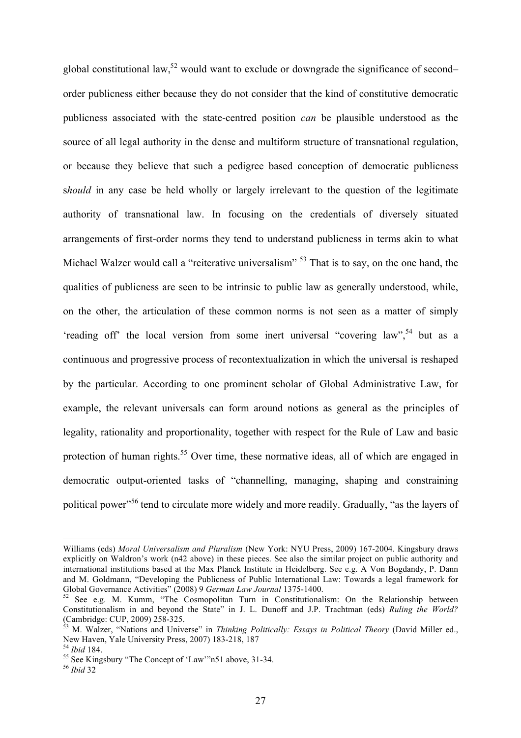global constitutional law,[52] would want to exclude or downgrade the significance of second–order publicness either because they do not consider that the kind of constitutive democratic publicness associated with the state-centred position *can* be plausible understood as the source of all legal authority in the dense and multiform structure of transnational regulation, or because they believe that such a pedigree based conception of democratic publicness s*hould* in any case be held wholly or largely irrelevant to the question of the legitimate authority of transnational law. In focusing on the credentials of diversely situated arrangements of first-order norms they tend to understand publicness in terms akin to what Michael Walzer would call a "reiterative universalism" [53] That is to say, on the one hand, the qualities of publicness are seen to be intrinsic to public law as generally understood, while, on the other, the articulation of these common norms is not seen as a matter of simply 'reading off' the local version from some inert universal "covering law",[54] but as a continuous and progressive process of recontextualization in which the universal is reshaped by the particular. According to one prominent scholar of Global Administrative Law, for example, the relevant universals can form around notions as general as the principles of legality, rationality and proportionality, together with respect for the Rule of Law and basic protection of human rights.[55] Over time, these normative ideas, all of which are engaged in democratic output-oriented tasks of "channelling, managing, shaping and constraining political power"[56] tend to circulate more widely and more readily. Gradually, "as the layers of

---

Williams (eds) *Moral Universalism and Pluralism* (New York: NYU Press, 2009) 167-2004. Kingsbury draws explicitly on Waldron's work (n42 above) in these pieces. See also the similar project on public authority and international institutions based at the Max Planck Institute in Heidelberg. See e.g. A Von Bogdandy, P. Dann and M. Goldmann, "Developing the Publicness of Public International Law: Towards a legal framework for Global Governance Activities" (2008) 9 *German Law Journal* 1375-1400.

[52] See e.g. M. Kumm, "The Cosmopolitan Turn in Constitutionalism: On the Relationship between Constitutionalism in and beyond the State" in J. L. Dunoff and J.P. Trachtman (eds) *Ruling the World?* (Cambridge: CUP, 2009) 258-325.

[53] M. Walzer, "Nations and Universe" in *Thinking Politically: Essays in Political Theory* (David Miller ed., New Haven, Yale University Press, 2007) 183-218, 187

[54] *Ibid* 184.

[55] See Kingsbury "The Concept of 'Law'"n51 above, 31-34.

[56] *Ibid* 32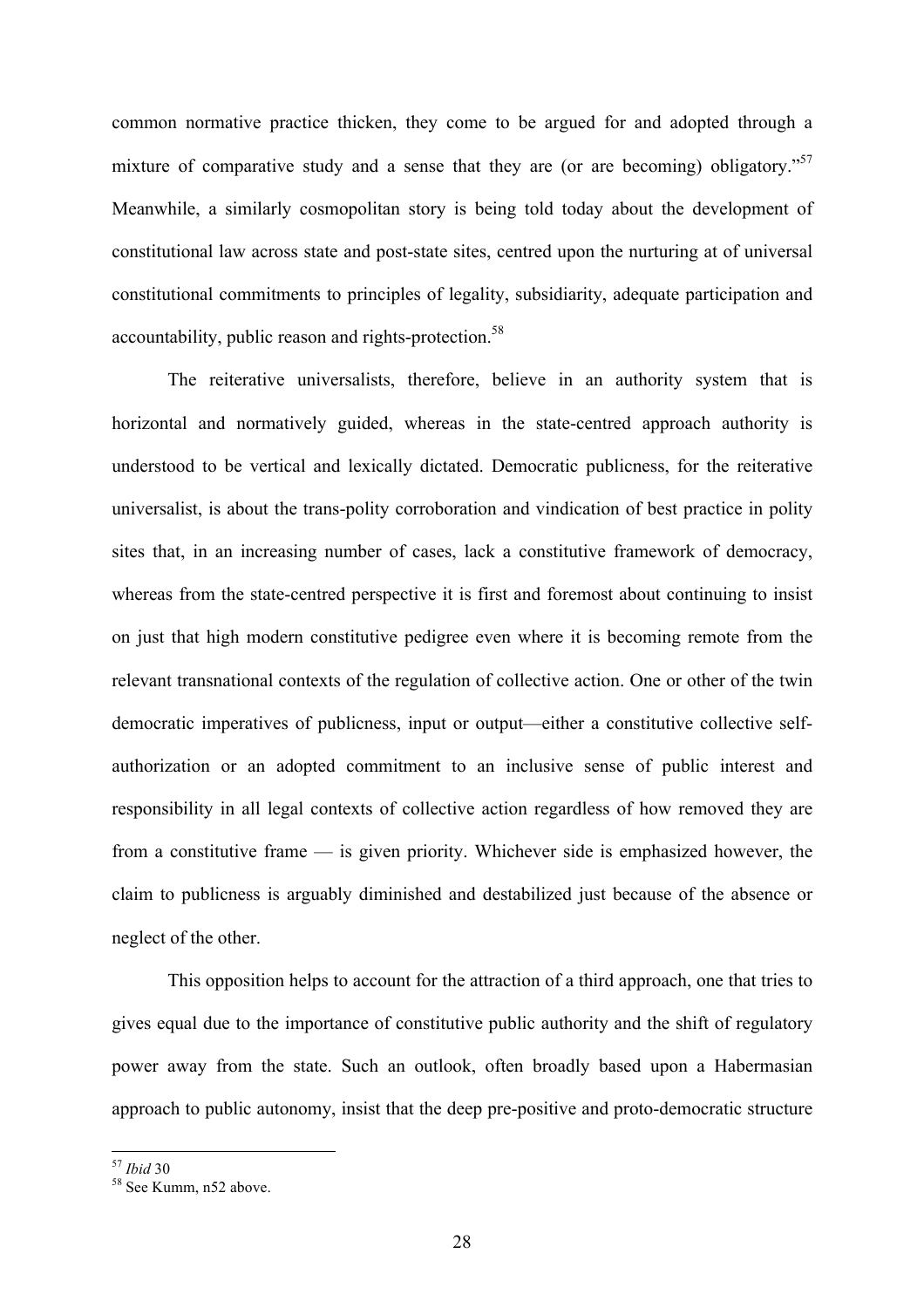common normative practice thicken, they come to be argued for and adopted through a mixture of comparative study and a sense that they are (or are becoming) obligatory."[57] Meanwhile, a similarly cosmopolitan story is being told today about the development of constitutional law across state and post-state sites, centred upon the nurturing at of universal constitutional commitments to principles of legality, subsidiarity, adequate participation and accountability, public reason and rights-protection.[58]

The reiterative universalists, therefore, believe in an authority system that is horizontal and normatively guided, whereas in the state-centred approach authority is understood to be vertical and lexically dictated. Democratic publicness, for the reiterative universalist, is about the trans-polity corroboration and vindication of best practice in polity sites that, in an increasing number of cases, lack a constitutive framework of democracy, whereas from the state-centred perspective it is first and foremost about continuing to insist on just that high modern constitutive pedigree even where it is becoming remote from the relevant transnational contexts of the regulation of collective action. One or other of the twin democratic imperatives of publicness, input or output—either a constitutive collective self-authorization or an adopted commitment to an inclusive sense of public interest and responsibility in all legal contexts of collective action regardless of how removed they are from a constitutive frame — is given priority. Whichever side is emphasized however, the claim to publicness is arguably diminished and destabilized just because of the absence or neglect of the other.

This opposition helps to account for the attraction of a third approach, one that tries to gives equal due to the importance of constitutive public authority and the shift of regulatory power away from the state. Such an outlook, often broadly based upon a Habermasian approach to public autonomy, insist that the deep pre-positive and proto-democratic structure

[57] *Ibid* 30

[58] See Kumm, n52 above.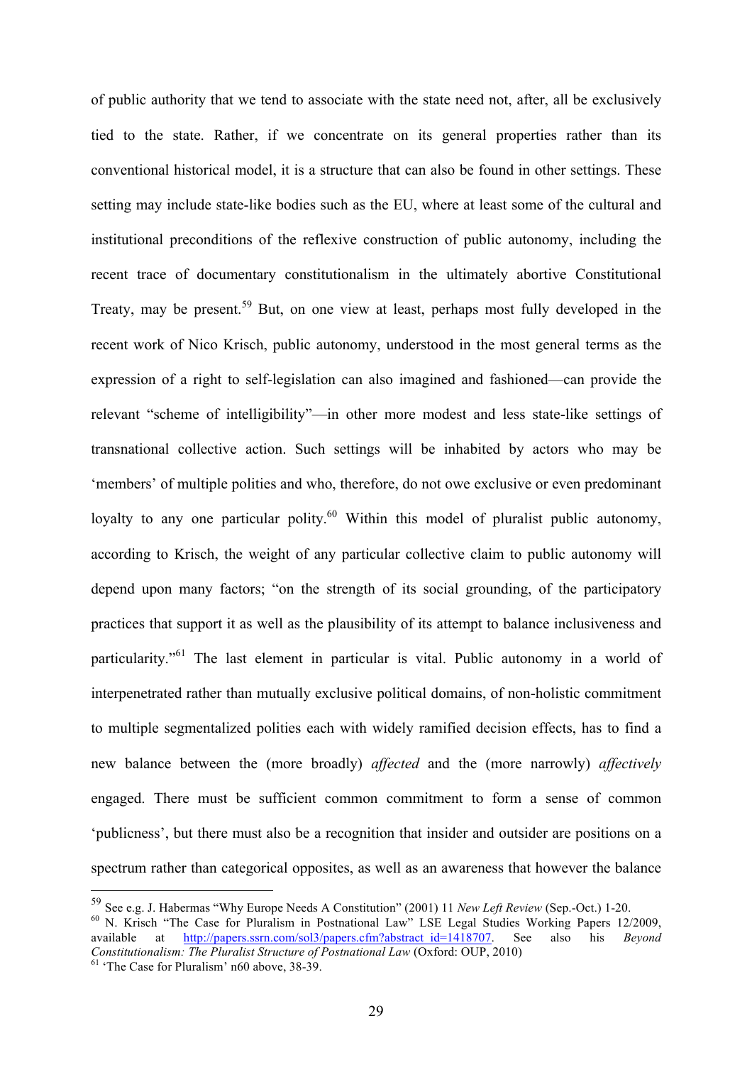of public authority that we tend to associate with the state need not, after, all be exclusively tied to the state. Rather, if we concentrate on its general properties rather than its conventional historical model, it is a structure that can also be found in other settings. These setting may include state-like bodies such as the EU, where at least some of the cultural and institutional preconditions of the reflexive construction of public autonomy, including the recent trace of documentary constitutionalism in the ultimately abortive Constitutional Treaty, may be present.[59] But, on one view at least, perhaps most fully developed in the recent work of Nico Krisch, public autonomy, understood in the most general terms as the expression of a right to self-legislation can also imagined and fashioned—can provide the relevant "scheme of intelligibility"—in other more modest and less state-like settings of transnational collective action. Such settings will be inhabited by actors who may be 'members' of multiple polities and who, therefore, do not owe exclusive or even predominant loyalty to any one particular polity.[60] Within this model of pluralist public autonomy, according to Krisch, the weight of any particular collective claim to public autonomy will depend upon many factors; "on the strength of its social grounding, of the participatory practices that support it as well as the plausibility of its attempt to balance inclusiveness and particularity."[61] The last element in particular is vital. Public autonomy in a world of interpenetrated rather than mutually exclusive political domains, of non-holistic commitment to multiple segmentalized polities each with widely ramified decision effects, has to find a new balance between the (more broadly) *affected* and the (more narrowly) *affectively* engaged. There must be sufficient common commitment to form a sense of common 'publicness', but there must also be a recognition that insider and outsider are positions on a spectrum rather than categorical opposites, as well as an awareness that however the balance

---

[59] See e.g. J. Habermas "Why Europe Needs A Constitution" (2001) 11 *New Left Review* (Sep.-Oct.) 1-20.

[60] N. Krisch "The Case for Pluralism in Postnational Law" LSE Legal Studies Working Papers 12/2009, available at http://papers.ssrn.com/sol3/papers.cfm?abstract_id=1418707. See also his *Beyond Constitutionalism: The Pluralist Structure of Postnational Law* (Oxford: OUP, 2010)

[61] 'The Case for Pluralism' n60 above, 38-39.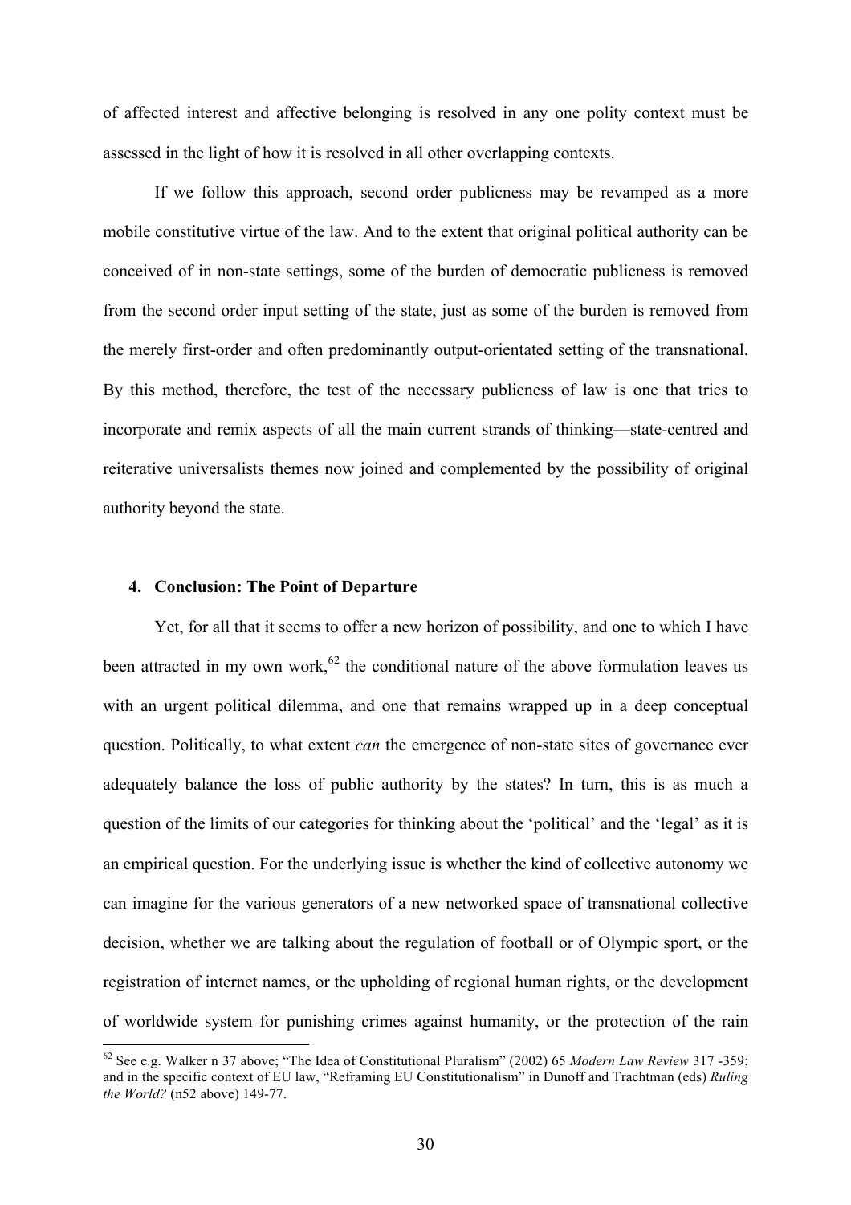of affected interest and affective belonging is resolved in any one polity context must be assessed in the light of how it is resolved in all other overlapping contexts.

If we follow this approach, second order publicness may be revamped as a more mobile constitutive virtue of the law. And to the extent that original political authority can be conceived of in non-state settings, some of the burden of democratic publicness is removed from the second order input setting of the state, just as some of the burden is removed from the merely first-order and often predominantly output-orientated setting of the transnational. By this method, therefore, the test of the necessary publicness of law is one that tries to incorporate and remix aspects of all the main current strands of thinking—state-centred and reiterative universalists themes now joined and complemented by the possibility of original authority beyond the state.

## 4. Conclusion: The Point of Departure

Yet, for all that it seems to offer a new horizon of possibility, and one to which I have been attracted in my own work,[62] the conditional nature of the above formulation leaves us with an urgent political dilemma, and one that remains wrapped up in a deep conceptual question. Politically, to what extent *can* the emergence of non-state sites of governance ever adequately balance the loss of public authority by the states? In turn, this is as much a question of the limits of our categories for thinking about the 'political' and the 'legal' as it is an empirical question. For the underlying issue is whether the kind of collective autonomy we can imagine for the various generators of a new networked space of transnational collective decision, whether we are talking about the regulation of football or of Olympic sport, or the registration of internet names, or the upholding of regional human rights, or the development of worldwide system for punishing crimes against humanity, or the protection of the rain

[62] See e.g. Walker n 37 above; "The Idea of Constitutional Pluralism" (2002) 65 *Modern Law Review* 317 -359; and in the specific context of EU law, "Reframing EU Constitutionalism" in Dunoff and Trachtman (eds) *Ruling the World?* (n52 above) 149-77.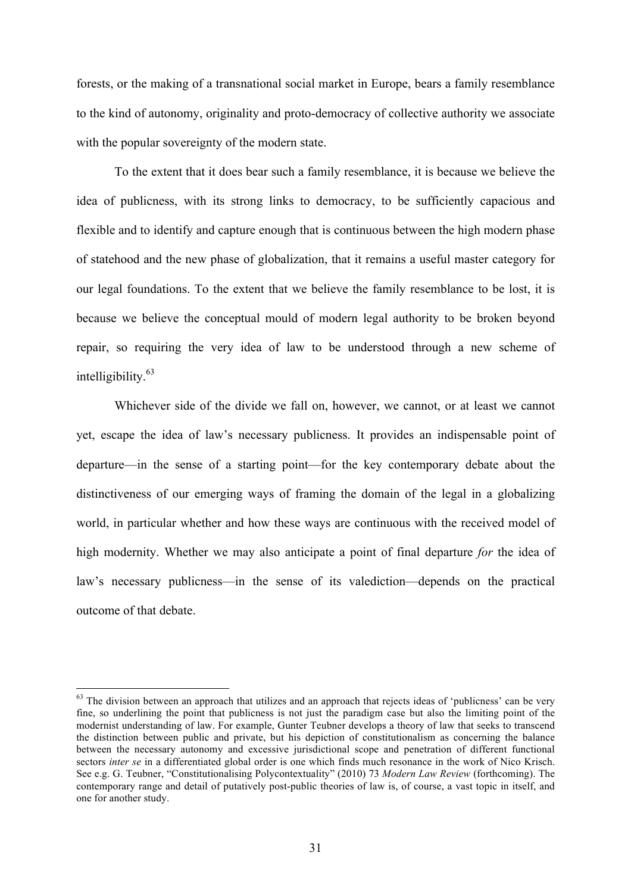forests, or the making of a transnational social market in Europe, bears a family resemblance to the kind of autonomy, originality and proto-democracy of collective authority we associate with the popular sovereignty of the modern state.

To the extent that it does bear such a family resemblance, it is because we believe the idea of publicness, with its strong links to democracy, to be sufficiently capacious and flexible and to identify and capture enough that is continuous between the high modern phase of statehood and the new phase of globalization, that it remains a useful master category for our legal foundations. To the extent that we believe the family resemblance to be lost, it is because we believe the conceptual mould of modern legal authority to be broken beyond repair, so requiring the very idea of law to be understood through a new scheme of intelligibility.[63]

Whichever side of the divide we fall on, however, we cannot, or at least we cannot yet, escape the idea of law's necessary publicness. It provides an indispensable point of departure—in the sense of a starting point—for the key contemporary debate about the distinctiveness of our emerging ways of framing the domain of the legal in a globalizing world, in particular whether and how these ways are continuous with the received model of high modernity. Whether we may also anticipate a point of final departure *for* the idea of law's necessary publicness—in the sense of its valediction—depends on the practical outcome of that debate.

---

[63] The division between an approach that utilizes and an approach that rejects ideas of 'publicness' can be very fine, so underlining the point that publicness is not just the paradigm case but also the limiting point of the modernist understanding of law. For example, Gunter Teubner develops a theory of law that seeks to transcend the distinction between public and private, but his depiction of constitutionalism as concerning the balance between the necessary autonomy and excessive jurisdictional scope and penetration of different functional sectors *inter se* in a differentiated global order is one which finds much resonance in the work of Nico Krisch. See e.g. G. Teubner, "Constitutionalising Polycontextuality" (2010) 73 *Modern Law Review* (forthcoming). The contemporary range and detail of putatively post-public theories of law is, of course, a vast topic in itself, and one for another study.